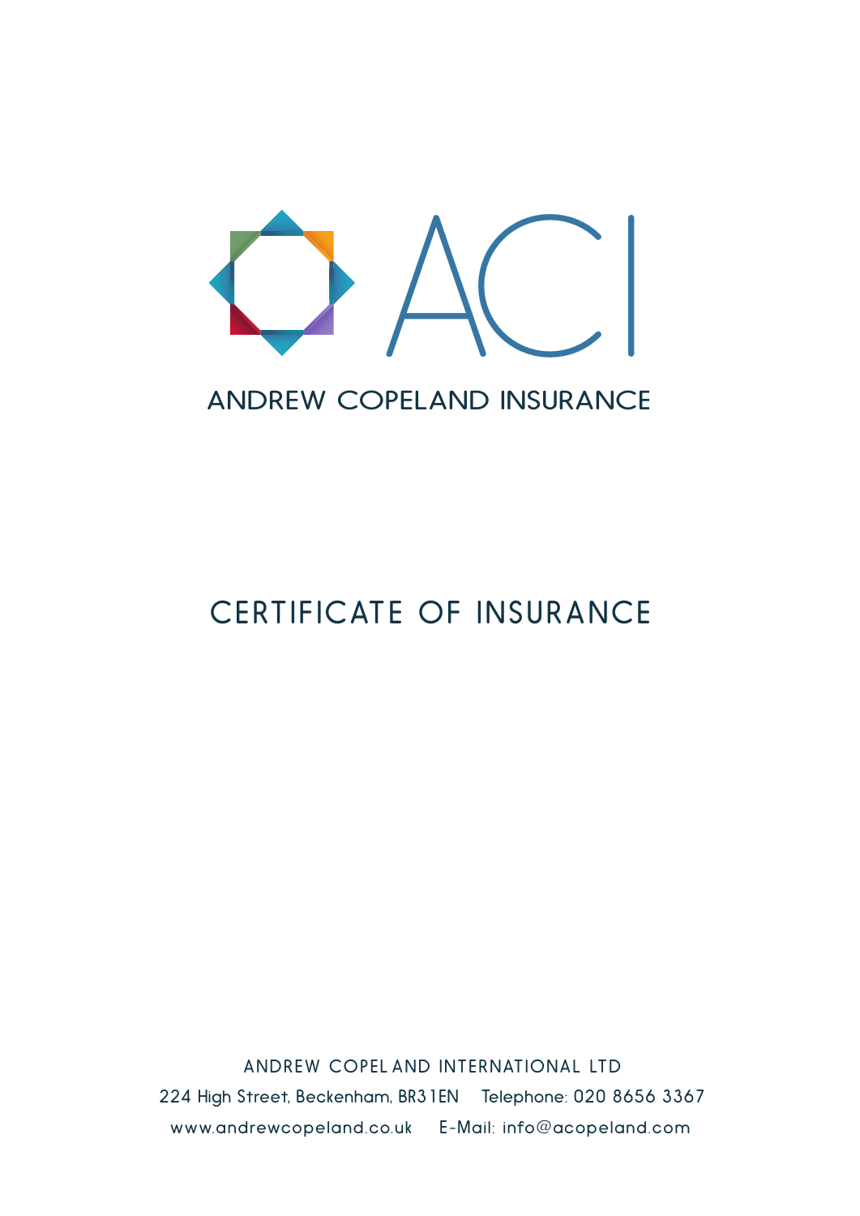ACI

ANDREW COPELAND INSURANCE

# CERTIFICATE OF INSURANCE

ANDREW COPELAND INTERNATIONAL LTD

224 High Street, Beckenham, BR3 1EN    Telephone: 020 8656 3367

www.andrewcopeland.co.uk    E-Mail: info@acopeland.com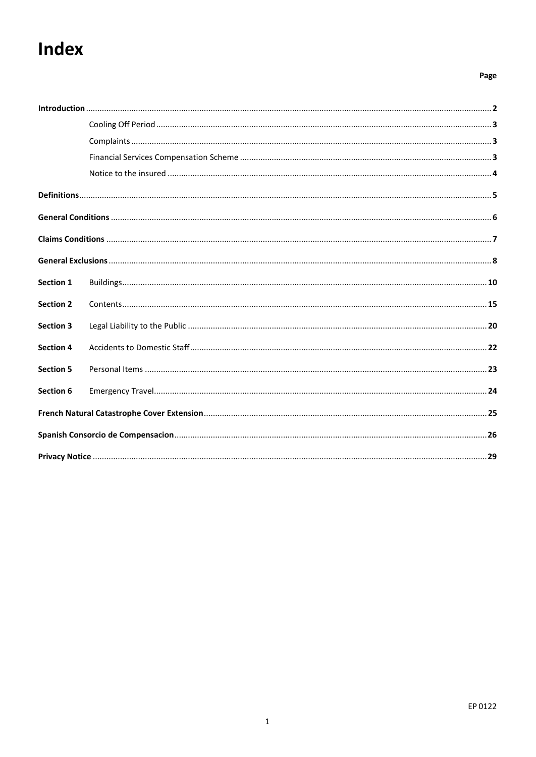# Index

| | | Page |
|---|---|---|
| **Introduction** | | **2** |
| | Cooling Off Period | **3** |
| | Complaints | **3** |
| | Financial Services Compensation Scheme | **3** |
| | Notice to the insured | **4** |
| **Definitions** | | **5** |
| **General Conditions** | | **6** |
| **Claims Conditions** | | **7** |
| **General Exclusions** | | **8** |
| **Section 1** | Buildings | **10** |
| **Section 2** | Contents | **15** |
| **Section 3** | Legal Liability to the Public | **20** |
| **Section 4** | Accidents to Domestic Staff | **22** |
| **Section 5** | Personal Items | **23** |
| **Section 6** | Emergency Travel | **24** |
| **French Natural Catastrophe Cover Extension** | | **25** |
| **Spanish Consorcio de Compensacion** | | **26** |
| **Privacy Notice** | | **29** |

EP 0122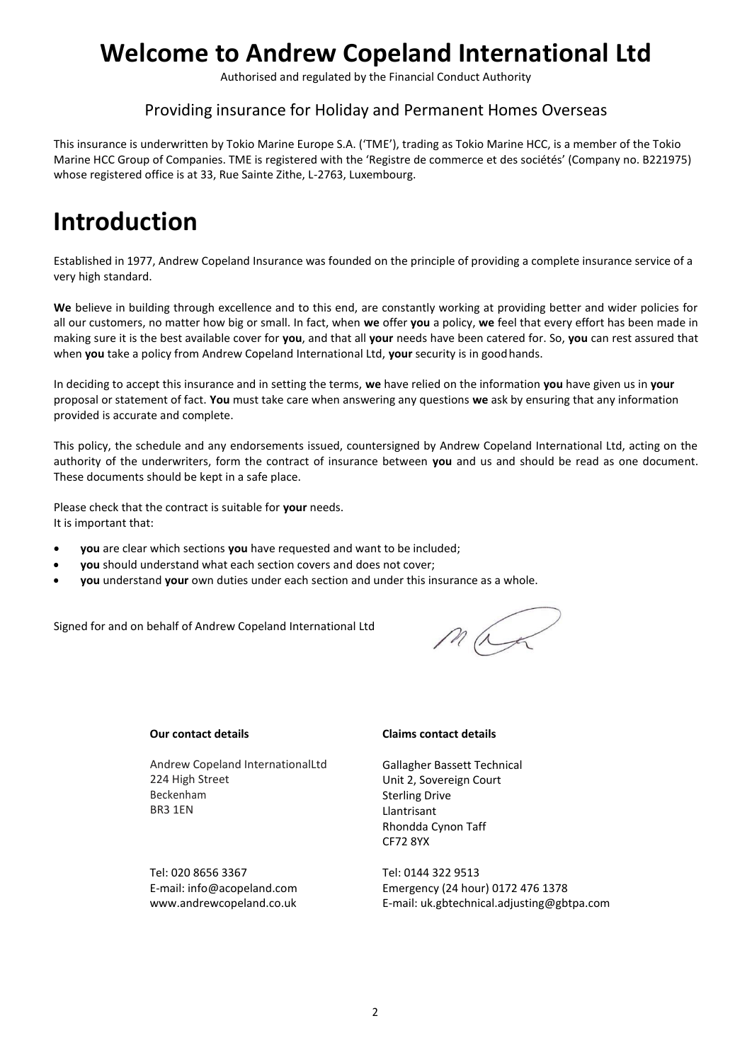# Welcome to Andrew Copeland International Ltd

Authorised and regulated by the Financial Conduct Authority

Providing insurance for Holiday and Permanent Homes Overseas

This insurance is underwritten by Tokio Marine Europe S.A. ('TME'), trading as Tokio Marine HCC, is a member of the Tokio Marine HCC Group of Companies. TME is registered with the 'Registre de commerce et des sociétés' (Company no. B221975) whose registered office is at 33, Rue Sainte Zithe, L-2763, Luxembourg.

# Introduction

Established in 1977, Andrew Copeland Insurance was founded on the principle of providing a complete insurance service of a very high standard.

**We** believe in building through excellence and to this end, are constantly working at providing better and wider policies for all our customers, no matter how big or small. In fact, when **we** offer **you** a policy, **we** feel that every effort has been made in making sure it is the best available cover for **you**, and that all **your** needs have been catered for. So, **you** can rest assured that when **you** take a policy from Andrew Copeland International Ltd, **your** security is in good hands.

In deciding to accept this insurance and in setting the terms, **we** have relied on the information **you** have given us in **your** proposal or statement of fact. **You** must take care when answering any questions **we** ask by ensuring that any information provided is accurate and complete.

This policy, the schedule and any endorsements issued, countersigned by Andrew Copeland International Ltd, acting on the authority of the underwriters, form the contract of insurance between **you** and us and should be read as one document. These documents should be kept in a safe place.

Please check that the contract is suitable for **your** needs.
It is important that:

- **you** are clear which sections **you** have requested and want to be included;
- **you** should understand what each section covers and does not cover;
- **you** understand **your** own duties under each section and under this insurance as a whole.

Signed for and on behalf of Andrew Copeland International Ltd

**Our contact details**

Andrew Copeland InternationalLtd
224 High Street
Beckenham
BR3 1EN

Tel: 020 8656 3367
E-mail: info@acopeland.com
www.andrewcopeland.co.uk

**Claims contact details**

Gallagher Bassett Technical
Unit 2, Sovereign Court
Sterling Drive
Llantrisant
Rhondda Cynon Taff
CF72 8YX

Tel: 0144 322 9513
Emergency (24 hour) 0172 476 1378
E-mail: uk.gbtechnical.adjusting@gbtpa.com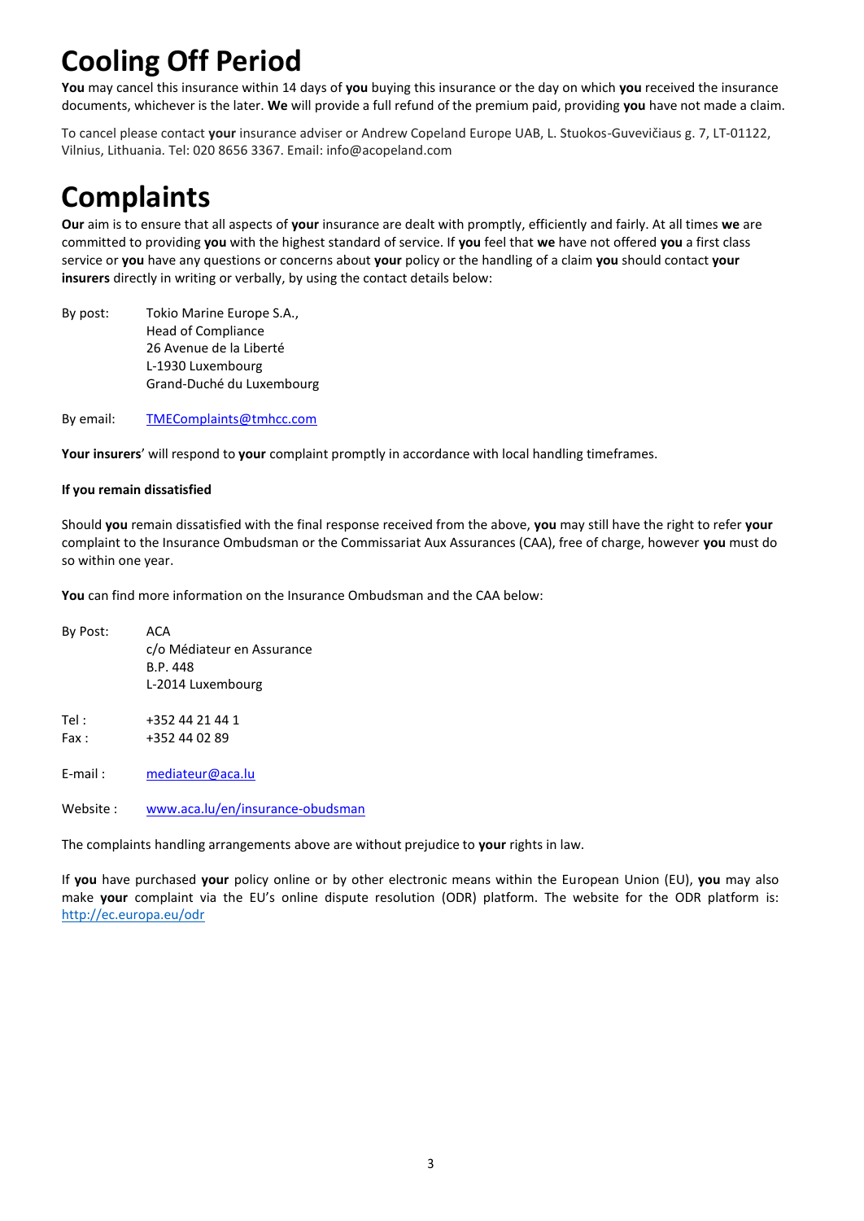# Cooling Off Period

**You** may cancel this insurance within 14 days of **you** buying this insurance or the day on which **you** received the insurance documents, whichever is the later. **We** will provide a full refund of the premium paid, providing **you** have not made a claim.

To cancel please contact **your** insurance adviser or Andrew Copeland Europe UAB, L. Stuokos-Guevičiaus g. 7, LT-01122, Vilnius, Lithuania. Tel: 020 8656 3367. Email: info@acopeland.com

# Complaints

**Our** aim is to ensure that all aspects of **your** insurance are dealt with promptly, efficiently and fairly. At all times **we** are committed to providing **you** with the highest standard of service. If **you** feel that **we** have not offered **you** a first class service or **you** have any questions or concerns about **your** policy or the handling of a claim **you** should contact **your insurers** directly in writing or verbally, by using the contact details below:

By post: Tokio Marine Europe S.A.,
Head of Compliance
26 Avenue de la Liberté
L-1930 Luxembourg
Grand-Duché du Luxembourg

By email: [TMEComplaints@tmhcc.com](mailto:TMEComplaints@tmhcc.com)

**Your insurers**' will respond to **your** complaint promptly in accordance with local handling timeframes.

**If you remain dissatisfied**

Should **you** remain dissatisfied with the final response received from the above, **you** may still have the right to refer **your** complaint to the Insurance Ombudsman or the Commissariat Aux Assurances (CAA), free of charge, however **you** must do so within one year.

**You** can find more information on the Insurance Ombudsman and the CAA below:

By Post: ACA
c/o Médiateur en Assurance
B.P. 448
L-2014 Luxembourg

Tel : +352 44 21 44 1
Fax : +352 44 02 89

E-mail : [mediateur@aca.lu](mailto:mediateur@aca.lu)

Website : [www.aca.lu/en/insurance-obudsman](http://www.aca.lu/en/insurance-obudsman)

The complaints handling arrangements above are without prejudice to **your** rights in law.

If **you** have purchased **your** policy online or by other electronic means within the European Union (EU), **you** may also make **your** complaint via the EU's online dispute resolution (ODR) platform. The website for the ODR platform is: [http://ec.europa.eu/odr](http://ec.europa.eu/odr)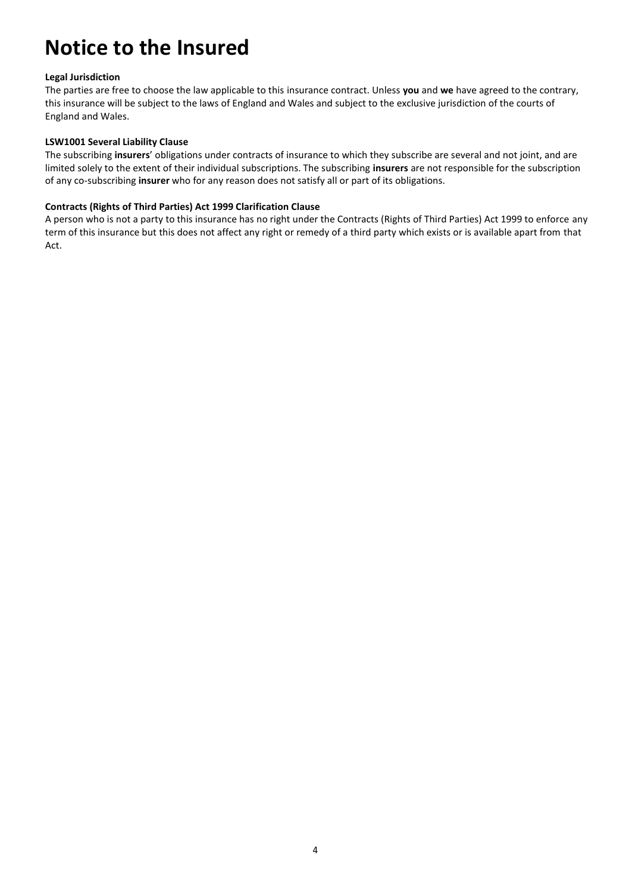# Notice to the Insured

**Legal Jurisdiction**

The parties are free to choose the law applicable to this insurance contract. Unless **you** and **we** have agreed to the contrary, this insurance will be subject to the laws of England and Wales and subject to the exclusive jurisdiction of the courts of England and Wales.

**LSW1001 Several Liability Clause**

The subscribing **insurers**' obligations under contracts of insurance to which they subscribe are several and not joint, and are limited solely to the extent of their individual subscriptions. The subscribing **insurers** are not responsible for the subscription of any co-subscribing **insurer** who for any reason does not satisfy all or part of its obligations.

**Contracts (Rights of Third Parties) Act 1999 Clarification Clause**

A person who is not a party to this insurance has no right under the Contracts (Rights of Third Parties) Act 1999 to enforce any term of this insurance but this does not affect any right or remedy of a third party which exists or is available apart from that Act.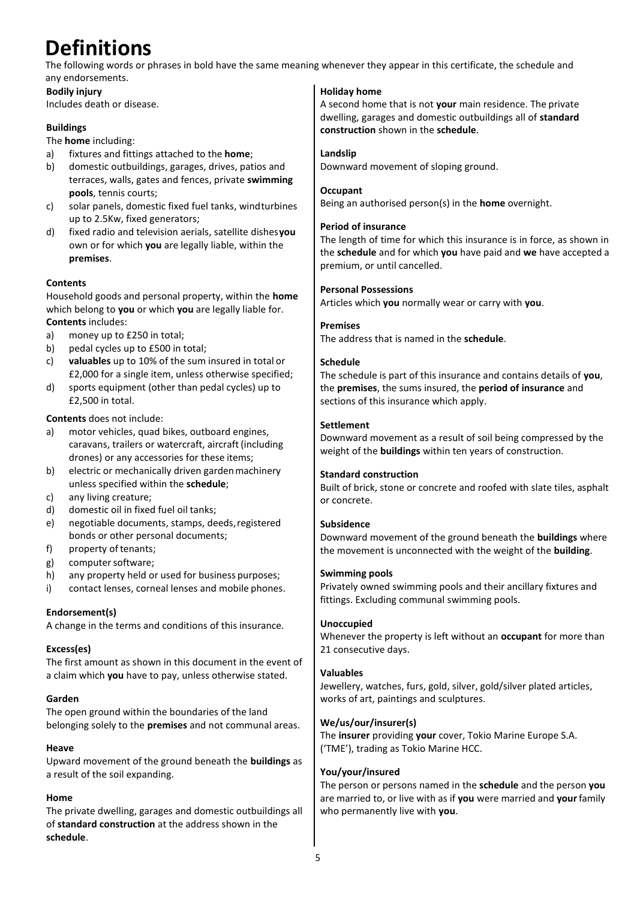# Definitions

The following words or phrases in bold have the same meaning whenever they appear in this certificate, the schedule and any endorsements.

**Bodily injury**
Includes death or disease.

**Buildings**
The **home** including:

a) fixtures and fittings attached to the **home**;
b) domestic outbuildings, garages, drives, patios and terraces, walls, gates and fences, private **swimming pools**, tennis courts;
c) solar panels, domestic fixed fuel tanks, windturbines up to 2.5Kw, fixed generators;
d) fixed radio and television aerials, satellite dishes **you** own or for which **you** are legally liable, within the **premises**.

**Contents**
Household goods and personal property, within the **home** which belong to **you** or which **you** are legally liable for.
**Contents** includes:

a) money up to £250 in total;
b) pedal cycles up to £500 in total;
c) **valuables** up to 10% of the sum insured in total or £2,000 for a single item, unless otherwise specified;
d) sports equipment (other than pedal cycles) up to £2,500 in total.

**Contents** does not include:

a) motor vehicles, quad bikes, outboard engines, caravans, trailers or watercraft, aircraft (including drones) or any accessories for these items;
b) electric or mechanically driven garden machinery unless specified within the **schedule**;
c) any living creature;
d) domestic oil in fixed fuel oil tanks;
e) negotiable documents, stamps, deeds, registered bonds or other personal documents;
f) property of tenants;
g) computer software;
h) any property held or used for business purposes;
i) contact lenses, corneal lenses and mobile phones.

**Endorsement(s)**
A change in the terms and conditions of this insurance.

**Excess(es)**
The first amount as shown in this document in the event of a claim which **you** have to pay, unless otherwise stated.

**Garden**
The open ground within the boundaries of the land belonging solely to the **premises** and not communal areas.

**Heave**
Upward movement of the ground beneath the **buildings** as a result of the soil expanding.

**Home**
The private dwelling, garages and domestic outbuildings all of **standard construction** at the address shown in the **schedule**.

**Holiday home**
A second home that is not **your** main residence. The private dwelling, garages and domestic outbuildings all of **standard construction** shown in the **schedule**.

**Landslip**
Downward movement of sloping ground.

**Occupant**
Being an authorised person(s) in the **home** overnight.

**Period of insurance**
The length of time for which this insurance is in force, as shown in the **schedule** and for which **you** have paid and **we** have accepted a premium, or until cancelled.

**Personal Possessions**
Articles which **you** normally wear or carry with **you**.

**Premises**
The address that is named in the **schedule**.

**Schedule**
The schedule is part of this insurance and contains details of **you**, the **premises**, the sums insured, the **period of insurance** and sections of this insurance which apply.

**Settlement**
Downward movement as a result of soil being compressed by the weight of the **buildings** within ten years of construction.

**Standard construction**
Built of brick, stone or concrete and roofed with slate tiles, asphalt or concrete.

**Subsidence**
Downward movement of the ground beneath the **buildings** where the movement is unconnected with the weight of the **building**.

**Swimming pools**
Privately owned swimming pools and their ancillary fixtures and fittings. Excluding communal swimming pools.

**Unoccupied**
Whenever the property is left without an **occupant** for more than 21 consecutive days.

**Valuables**
Jewellery, watches, furs, gold, silver, gold/silver plated articles, works of art, paintings and sculptures.

**We/us/our/insurer(s)**
The **insurer** providing **your** cover, Tokio Marine Europe S.A. ('TME'), trading as Tokio Marine HCC.

**You/your/insured**
The person or persons named in the **schedule** and the person **you** are married to, or live with as if **you** were married and **your** family who permanently live with **you**.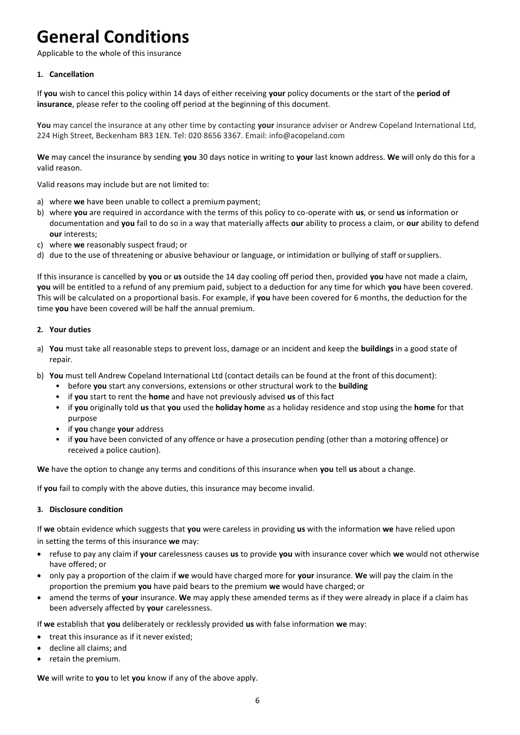# General Conditions

Applicable to the whole of this insurance

### 1. Cancellation

If **you** wish to cancel this policy within 14 days of either receiving **your** policy documents or the start of the **period of insurance**, please refer to the cooling off period at the beginning of this document.

**You** may cancel the insurance at any other time by contacting **your** insurance adviser or Andrew Copeland International Ltd, 224 High Street, Beckenham BR3 1EN. Tel: 020 8656 3367. Email: info@acopeland.com

**We** may cancel the insurance by sending **you** 30 days notice in writing to **your** last known address. **We** will only do this for a valid reason.

Valid reasons may include but are not limited to:

a) where **we** have been unable to collect a premium payment;
b) where **you** are required in accordance with the terms of this policy to co-operate with **us**, or send **us** information or documentation and **you** fail to do so in a way that materially affects **our** ability to process a claim, or **our** ability to defend **our** interests;
c) where **we** reasonably suspect fraud; or
d) due to the use of threatening or abusive behaviour or language, or intimidation or bullying of staff or suppliers.

If this insurance is cancelled by **you** or **us** outside the 14 day cooling off period then, provided **you** have not made a claim, **you** will be entitled to a refund of any premium paid, subject to a deduction for any time for which **you** have been covered. This will be calculated on a proportional basis. For example, if **you** have been covered for 6 months, the deduction for the time **you** have been covered will be half the annual premium.

### 2. Your duties

a) **You** must take all reasonable steps to prevent loss, damage or an incident and keep the **buildings** in a good state of repair.
b) **You** must tell Andrew Copeland International Ltd (contact details can be found at the front of this document):
   - before **you** start any conversions, extensions or other structural work to the **building**
   - if **you** start to rent the **home** and have not previously advised **us** of this fact
   - if **you** originally told **us** that **you** used the **holiday home** as a holiday residence and stop using the **home** for that purpose
   - if **you** change **your** address
   - if **you** have been convicted of any offence or have a prosecution pending (other than a motoring offence) or received a police caution).

**We** have the option to change any terms and conditions of this insurance when **you** tell **us** about a change.

If **you** fail to comply with the above duties, this insurance may become invalid.

### 3. Disclosure condition

If **we** obtain evidence which suggests that **you** were careless in providing **us** with the information **we** have relied upon in setting the terms of this insurance **we** may:

- refuse to pay any claim if **your** carelessness causes **us** to provide **you** with insurance cover which **we** would not otherwise have offered; or
- only pay a proportion of the claim if **we** would have charged more for **your** insurance. **We** will pay the claim in the proportion the premium **you** have paid bears to the premium **we** would have charged; or
- amend the terms of **your** insurance. **We** may apply these amended terms as if they were already in place if a claim has been adversely affected by **your** carelessness.

If **we** establish that **you** deliberately or recklessly provided **us** with false information **we** may:

- treat this insurance as if it never existed;
- decline all claims; and
- retain the premium.

**We** will write to **you** to let **you** know if any of the above apply.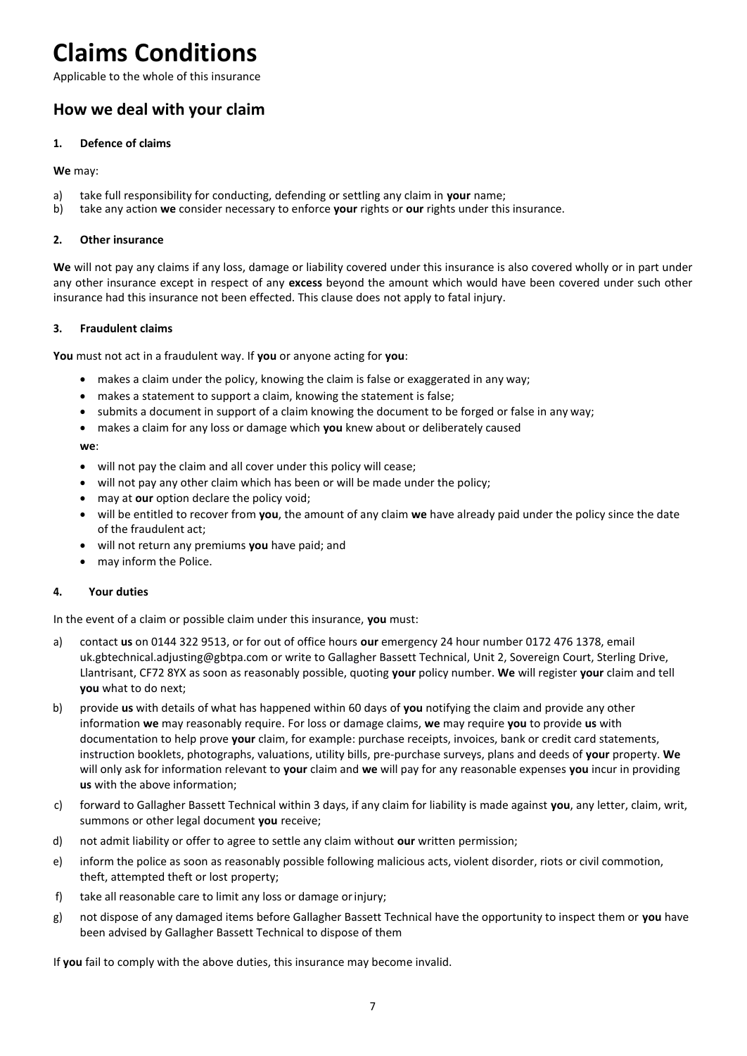# Claims Conditions

Applicable to the whole of this insurance

## How we deal with your claim

### 1. Defence of claims

**We** may:

a) take full responsibility for conducting, defending or settling any claim in **your** name;
b) take any action **we** consider necessary to enforce **your** rights or **our** rights under this insurance.

### 2. Other insurance

**We** will not pay any claims if any loss, damage or liability covered under this insurance is also covered wholly or in part under any other insurance except in respect of any **excess** beyond the amount which would have been covered under such other insurance had this insurance not been effected. This clause does not apply to fatal injury.

### 3. Fraudulent claims

**You** must not act in a fraudulent way. If **you** or anyone acting for **you**:

- makes a claim under the policy, knowing the claim is false or exaggerated in any way;
- makes a statement to support a claim, knowing the statement is false;
- submits a document in support of a claim knowing the document to be forged or false in any way;
- makes a claim for any loss or damage which **you** knew about or deliberately caused

**we**:

- will not pay the claim and all cover under this policy will cease;
- will not pay any other claim which has been or will be made under the policy;
- may at **our** option declare the policy void;
- will be entitled to recover from **you**, the amount of any claim **we** have already paid under the policy since the date of the fraudulent act;
- will not return any premiums **you** have paid; and
- may inform the Police.

### 4. Your duties

In the event of a claim or possible claim under this insurance, **you** must:

a) contact **us** on 0144 322 9513, or for out of office hours **our** emergency 24 hour number 0172 476 1378, email uk.gbtechnical.adjusting@gbtpa.com or write to Gallagher Bassett Technical, Unit 2, Sovereign Court, Sterling Drive, Llantrisant, CF72 8YX as soon as reasonably possible, quoting **your** policy number. **We** will register **your** claim and tell **you** what to do next;

b) provide **us** with details of what has happened within 60 days of **you** notifying the claim and provide any other information **we** may reasonably require. For loss or damage claims, **we** may require **you** to provide **us** with documentation to help prove **your** claim, for example: purchase receipts, invoices, bank or credit card statements, instruction booklets, photographs, valuations, utility bills, pre-purchase surveys, plans and deeds of **your** property. **We** will only ask for information relevant to **your** claim and **we** will pay for any reasonable expenses **you** incur in providing **us** with the above information;

c) forward to Gallagher Bassett Technical within 3 days, if any claim for liability is made against **you**, any letter, claim, writ, summons or other legal document **you** receive;

d) not admit liability or offer to agree to settle any claim without **our** written permission;

e) inform the police as soon as reasonably possible following malicious acts, violent disorder, riots or civil commotion, theft, attempted theft or lost property;

f) take all reasonable care to limit any loss or damage or injury;

g) not dispose of any damaged items before Gallagher Bassett Technical have the opportunity to inspect them or **you** have been advised by Gallagher Bassett Technical to dispose of them

If **you** fail to comply with the above duties, this insurance may become invalid.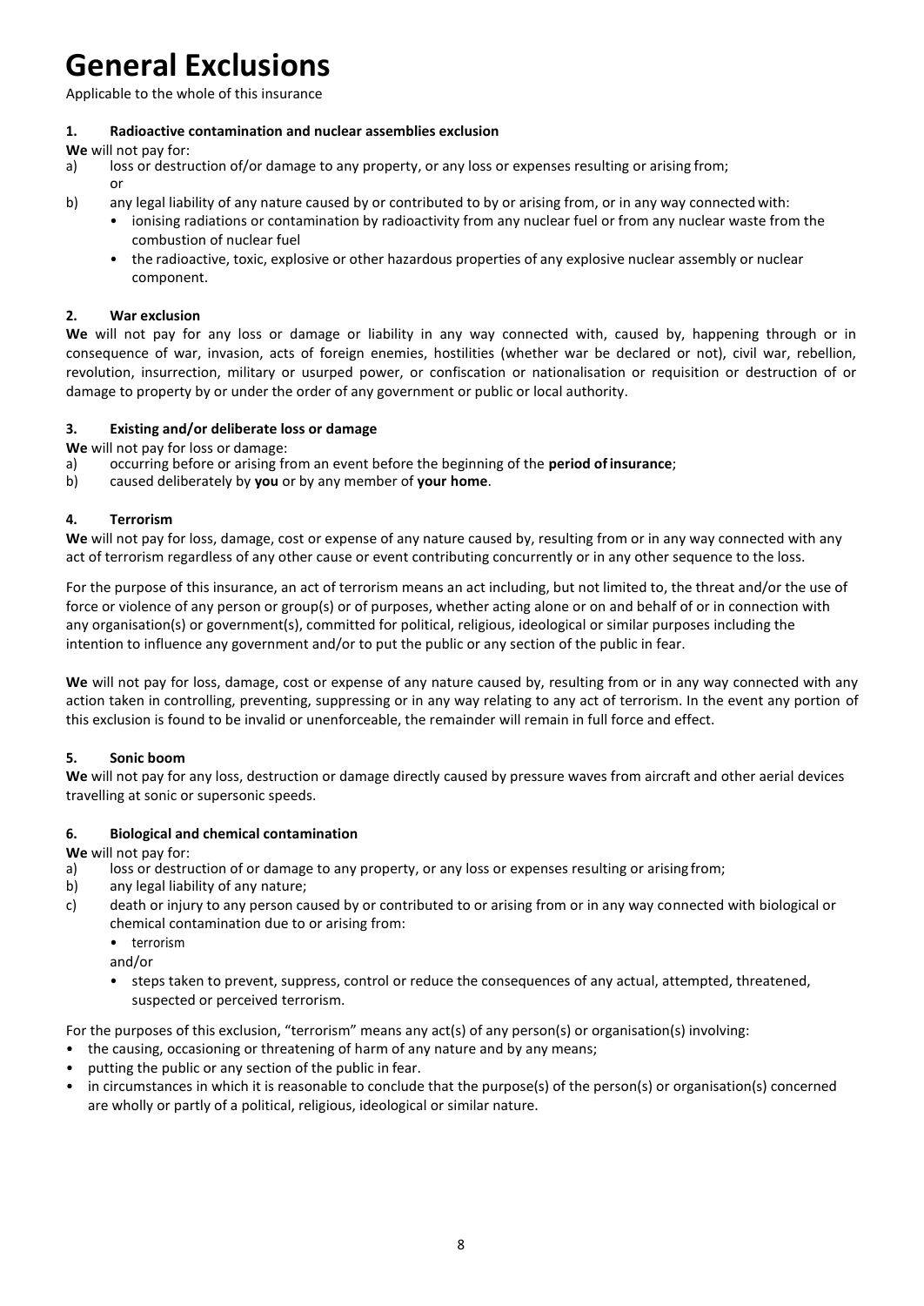# General Exclusions

Applicable to the whole of this insurance

### 1. Radioactive contamination and nuclear assemblies exclusion

**We** will not pay for:

a) loss or destruction of/or damage to any property, or any loss or expenses resulting or arising from;
   or
b) any legal liability of any nature caused by or contributed to by or arising from, or in any way connected with:
   - ionising radiations or contamination by radioactivity from any nuclear fuel or from any nuclear waste from the combustion of nuclear fuel
   - the radioactive, toxic, explosive or other hazardous properties of any explosive nuclear assembly or nuclear component.

### 2. War exclusion

**We** will not pay for any loss or damage or liability in any way connected with, caused by, happening through or in consequence of war, invasion, acts of foreign enemies, hostilities (whether war be declared or not), civil war, rebellion, revolution, insurrection, military or usurped power, or confiscation or nationalisation or requisition or destruction of or damage to property by or under the order of any government or public or local authority.

### 3. Existing and/or deliberate loss or damage

**We** will not pay for loss or damage:

a) occurring before or arising from an event before the beginning of the **period of insurance**;
b) caused deliberately by **you** or by any member of **your home**.

### 4. Terrorism

**We** will not pay for loss, damage, cost or expense of any nature caused by, resulting from or in any way connected with any act of terrorism regardless of any other cause or event contributing concurrently or in any other sequence to the loss.

For the purpose of this insurance, an act of terrorism means an act including, but not limited to, the threat and/or the use of force or violence of any person or group(s) or of purposes, whether acting alone or on and behalf of or in connection with any organisation(s) or government(s), committed for political, religious, ideological or similar purposes including the intention to influence any government and/or to put the public or any section of the public in fear.

**We** will not pay for loss, damage, cost or expense of any nature caused by, resulting from or in any way connected with any action taken in controlling, preventing, suppressing or in any way relating to any act of terrorism. In the event any portion of this exclusion is found to be invalid or unenforceable, the remainder will remain in full force and effect.

### 5. Sonic boom

**We** will not pay for any loss, destruction or damage directly caused by pressure waves from aircraft and other aerial devices travelling at sonic or supersonic speeds.

### 6. Biological and chemical contamination

**We** will not pay for:

a) loss or destruction of or damage to any property, or any loss or expenses resulting or arising from;
b) any legal liability of any nature;
c) death or injury to any person caused by or contributed to or arising from or in any way connected with biological or chemical contamination due to or arising from:
   - terrorism

   and/or

   - steps taken to prevent, suppress, control or reduce the consequences of any actual, attempted, threatened, suspected or perceived terrorism.

For the purposes of this exclusion, "terrorism" means any act(s) of any person(s) or organisation(s) involving:

- the causing, occasioning or threatening of harm of any nature and by any means;
- putting the public or any section of the public in fear.
- in circumstances in which it is reasonable to conclude that the purpose(s) of the person(s) or organisation(s) concerned are wholly or partly of a political, religious, ideological or similar nature.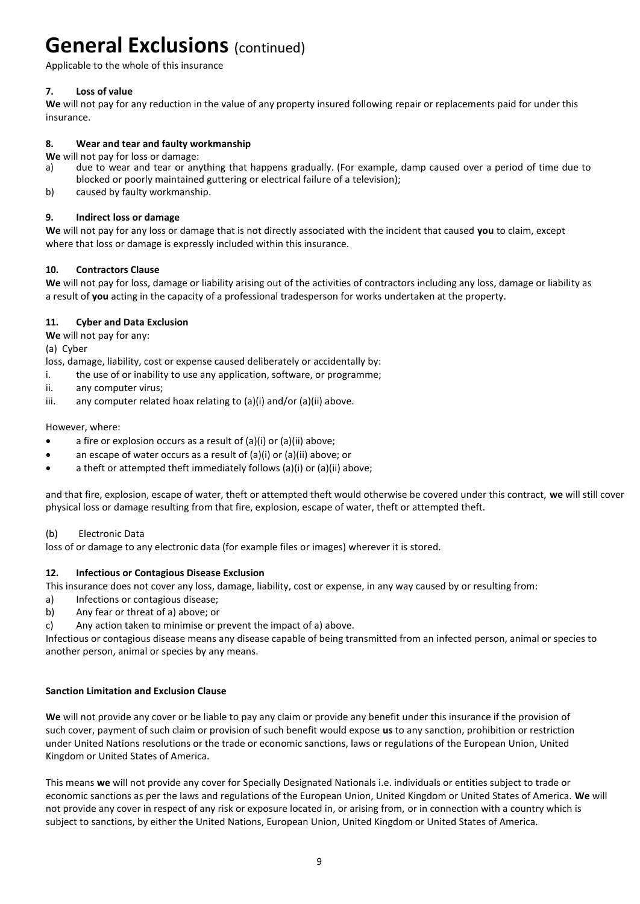# General Exclusions (continued)

Applicable to the whole of this insurance

### 7. Loss of value

**We** will not pay for any reduction in the value of any property insured following repair or replacements paid for under this insurance.

### 8. Wear and tear and faulty workmanship

**We** will not pay for loss or damage:

a) due to wear and tear or anything that happens gradually. (For example, damp caused over a period of time due to blocked or poorly maintained guttering or electrical failure of a television);

b) caused by faulty workmanship.

### 9. Indirect loss or damage

**We** will not pay for any loss or damage that is not directly associated with the incident that caused **you** to claim, except where that loss or damage is expressly included within this insurance.

### 10. Contractors Clause

**We** will not pay for loss, damage or liability arising out of the activities of contractors including any loss, damage or liability as a result of **you** acting in the capacity of a professional tradesperson for works undertaken at the property.

### 11. Cyber and Data Exclusion

**We** will not pay for any:

(a) Cyber

loss, damage, liability, cost or expense caused deliberately or accidentally by:

i. the use of or inability to use any application, software, or programme;

ii. any computer virus;

iii. any computer related hoax relating to (a)(i) and/or (a)(ii) above.

However, where:

- a fire or explosion occurs as a result of (a)(i) or (a)(ii) above;
- an escape of water occurs as a result of (a)(i) or (a)(ii) above; or
- a theft or attempted theft immediately follows (a)(i) or (a)(ii) above;

and that fire, explosion, escape of water, theft or attempted theft would otherwise be covered under this contract, **we** will still cover physical loss or damage resulting from that fire, explosion, escape of water, theft or attempted theft.

(b) Electronic Data

loss of or damage to any electronic data (for example files or images) wherever it is stored.

### 12. Infectious or Contagious Disease Exclusion

This insurance does not cover any loss, damage, liability, cost or expense, in any way caused by or resulting from:

a) Infections or contagious disease;

b) Any fear or threat of a) above; or

c) Any action taken to minimise or prevent the impact of a) above.

Infectious or contagious disease means any disease capable of being transmitted from an infected person, animal or species to another person, animal or species by any means.

### Sanction Limitation and Exclusion Clause

**We** will not provide any cover or be liable to pay any claim or provide any benefit under this insurance if the provision of such cover, payment of such claim or provision of such benefit would expose **us** to any sanction, prohibition or restriction under United Nations resolutions or the trade or economic sanctions, laws or regulations of the European Union, United Kingdom or United States of America.

This means **we** will not provide any cover for Specially Designated Nationals i.e. individuals or entities subject to trade or economic sanctions as per the laws and regulations of the European Union, United Kingdom or United States of America. **We** will not provide any cover in respect of any risk or exposure located in, or arising from, or in connection with a country which is subject to sanctions, by either the United Nations, European Union, United Kingdom or United States of America.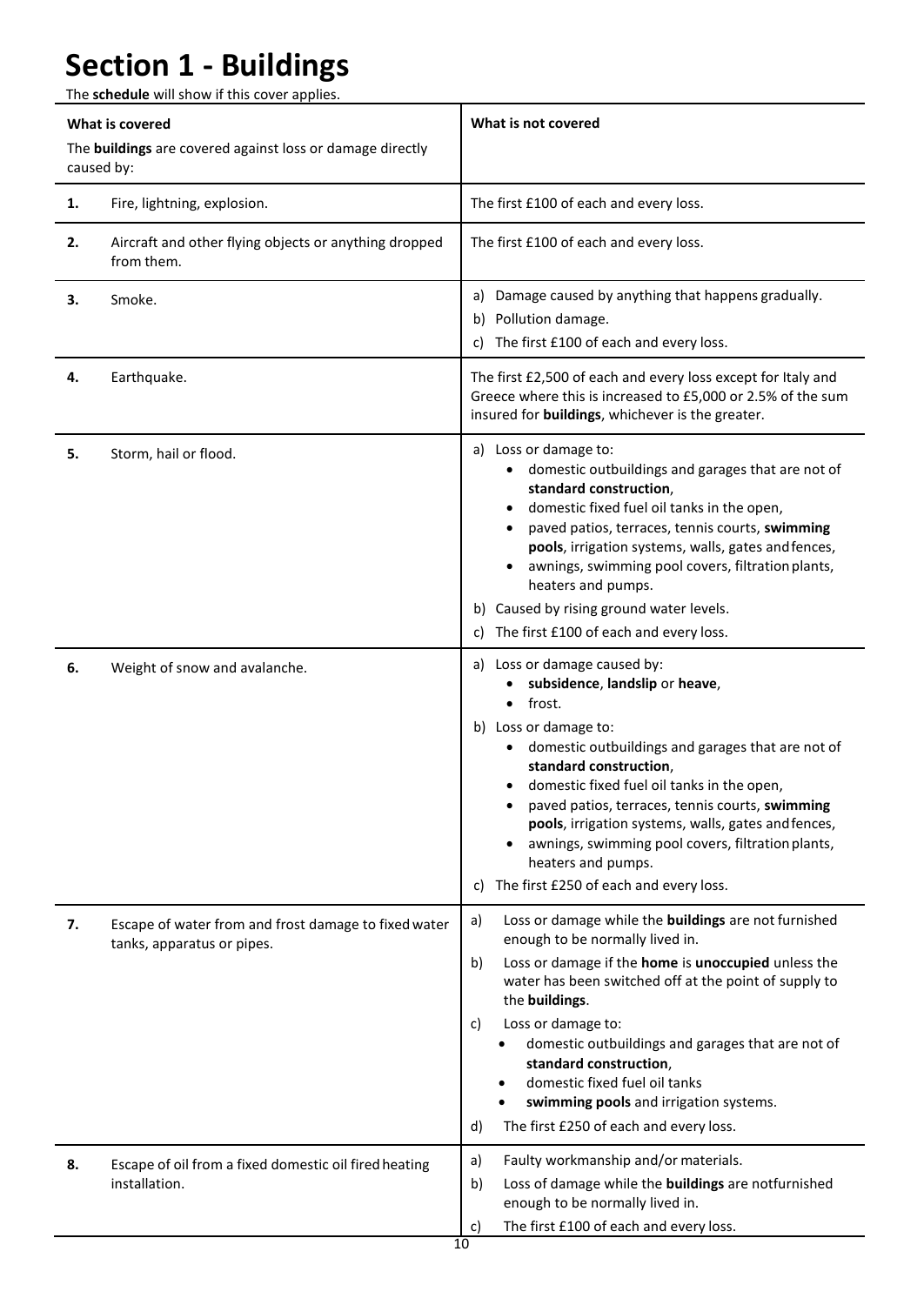# Section 1 - Buildings

The **schedule** will show if this cover applies.

| What is covered<br>The **buildings** are covered against loss or damage directly caused by: | | What is not covered |
|---|---|---|
| **1.** | Fire, lightning, explosion. | The first £100 of each and every loss. |
| **2.** | Aircraft and other flying objects or anything dropped from them. | The first £100 of each and every loss. |
| **3.** | Smoke. | a) Damage caused by anything that happens gradually.<br>b) Pollution damage.<br>c) The first £100 of each and every loss. |
| **4.** | Earthquake. | The first £2,500 of each and every loss except for Italy and Greece where this is increased to £5,000 or 2.5% of the sum insured for **buildings**, whichever is the greater. |
| **5.** | Storm, hail or flood. | a) Loss or damage to:<br>• domestic outbuildings and garages that are not of **standard construction**,<br>• domestic fixed fuel oil tanks in the open,<br>• paved patios, terraces, tennis courts, **swimming pools**, irrigation systems, walls, gates and fences,<br>• awnings, swimming pool covers, filtration plants, heaters and pumps.<br>b) Caused by rising ground water levels.<br>c) The first £100 of each and every loss. |
| **6.** | Weight of snow and avalanche. | a) Loss or damage caused by:<br>• **subsidence**, **landslip** or **heave**,<br>• frost.<br>b) Loss or damage to:<br>• domestic outbuildings and garages that are not of **standard construction**,<br>• domestic fixed fuel oil tanks in the open,<br>• paved patios, terraces, tennis courts, **swimming pools**, irrigation systems, walls, gates and fences,<br>• awnings, swimming pool covers, filtration plants, heaters and pumps.<br>c) The first £250 of each and every loss. |
| **7.** | Escape of water from and frost damage to fixed water tanks, apparatus or pipes. | a) Loss or damage while the **buildings** are not furnished enough to be normally lived in.<br>b) Loss or damage if the **home** is **unoccupied** unless the water has been switched off at the point of supply to the **buildings**.<br>c) Loss or damage to:<br>• domestic outbuildings and garages that are not of **standard construction**,<br>• domestic fixed fuel oil tanks<br>• **swimming pools** and irrigation systems.<br>d) The first £250 of each and every loss. |
| **8.** | Escape of oil from a fixed domestic oil fired heating installation. | a) Faulty workmanship and/or materials.<br>b) Loss of damage while the **buildings** are notfurnished enough to be normally lived in.<br>c) The first £100 of each and every loss. |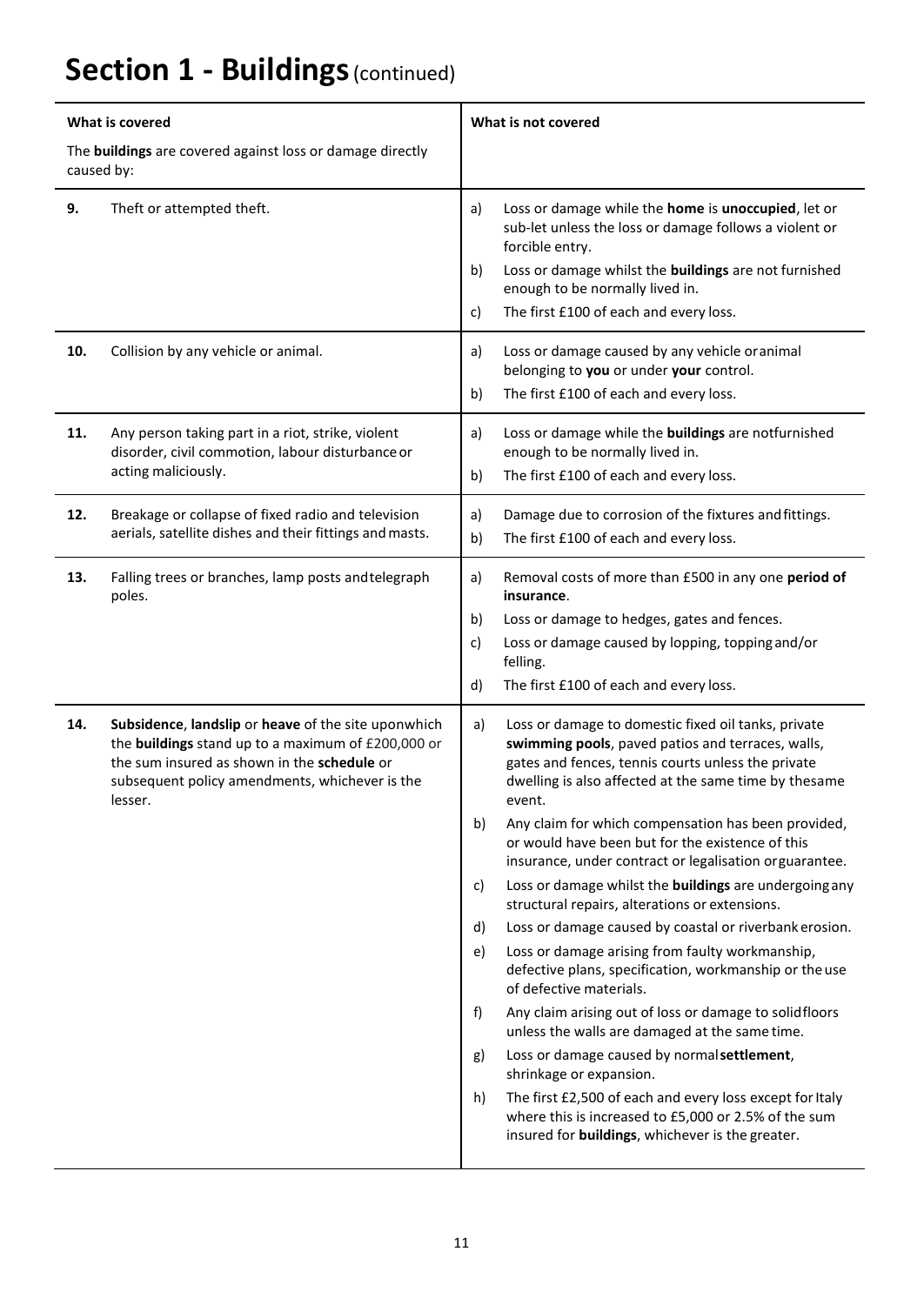# Section 1 - Buildings (continued)

| What is covered<br>The **buildings** are covered against loss or damage directly caused by: | What is not covered |
|---|---|
| **9.** Theft or attempted theft. | a) Loss or damage while the **home** is **unoccupied**, let or sub-let unless the loss or damage follows a violent or forcible entry.<br>b) Loss or damage whilst the **buildings** are not furnished enough to be normally lived in.<br>c) The first £100 of each and every loss. |
| **10.** Collision by any vehicle or animal. | a) Loss or damage caused by any vehicle or animal belonging to **you** or under **your** control.<br>b) The first £100 of each and every loss. |
| **11.** Any person taking part in a riot, strike, violent disorder, civil commotion, labour disturbance or acting maliciously. | a) Loss or damage while the **buildings** are not furnished enough to be normally lived in.<br>b) The first £100 of each and every loss. |
| **12.** Breakage or collapse of fixed radio and television aerials, satellite dishes and their fittings and masts. | a) Damage due to corrosion of the fixtures and fittings.<br>b) The first £100 of each and every loss. |
| **13.** Falling trees or branches, lamp posts and telegraph poles. | a) Removal costs of more than £500 in any one **period of insurance**.<br>b) Loss or damage to hedges, gates and fences.<br>c) Loss or damage caused by lopping, topping and/or felling.<br>d) The first £100 of each and every loss. |
| **14.** **Subsidence**, **landslip** or **heave** of the site upon which the **buildings** stand up to a maximum of £200,000 or the sum insured as shown in the **schedule** or subsequent policy amendments, whichever is the lesser. | a) Loss or damage to domestic fixed oil tanks, private **swimming pools**, paved patios and terraces, walls, gates and fences, tennis courts unless the private dwelling is also affected at the same time by the same event.<br>b) Any claim for which compensation has been provided, or would have been but for the existence of this insurance, under contract or legalisation or guarantee.<br>c) Loss or damage whilst the **buildings** are undergoing any structural repairs, alterations or extensions.<br>d) Loss or damage caused by coastal or riverbank erosion.<br>e) Loss or damage arising from faulty workmanship, defective plans, specification, workmanship or the use of defective materials.<br>f) Any claim arising out of loss or damage to solid floors unless the walls are damaged at the same time.<br>g) Loss or damage caused by normal **settlement**, shrinkage or expansion.<br>h) The first £2,500 of each and every loss except for Italy where this is increased to £5,000 or 2.5% of the sum insured for **buildings**, whichever is the greater. |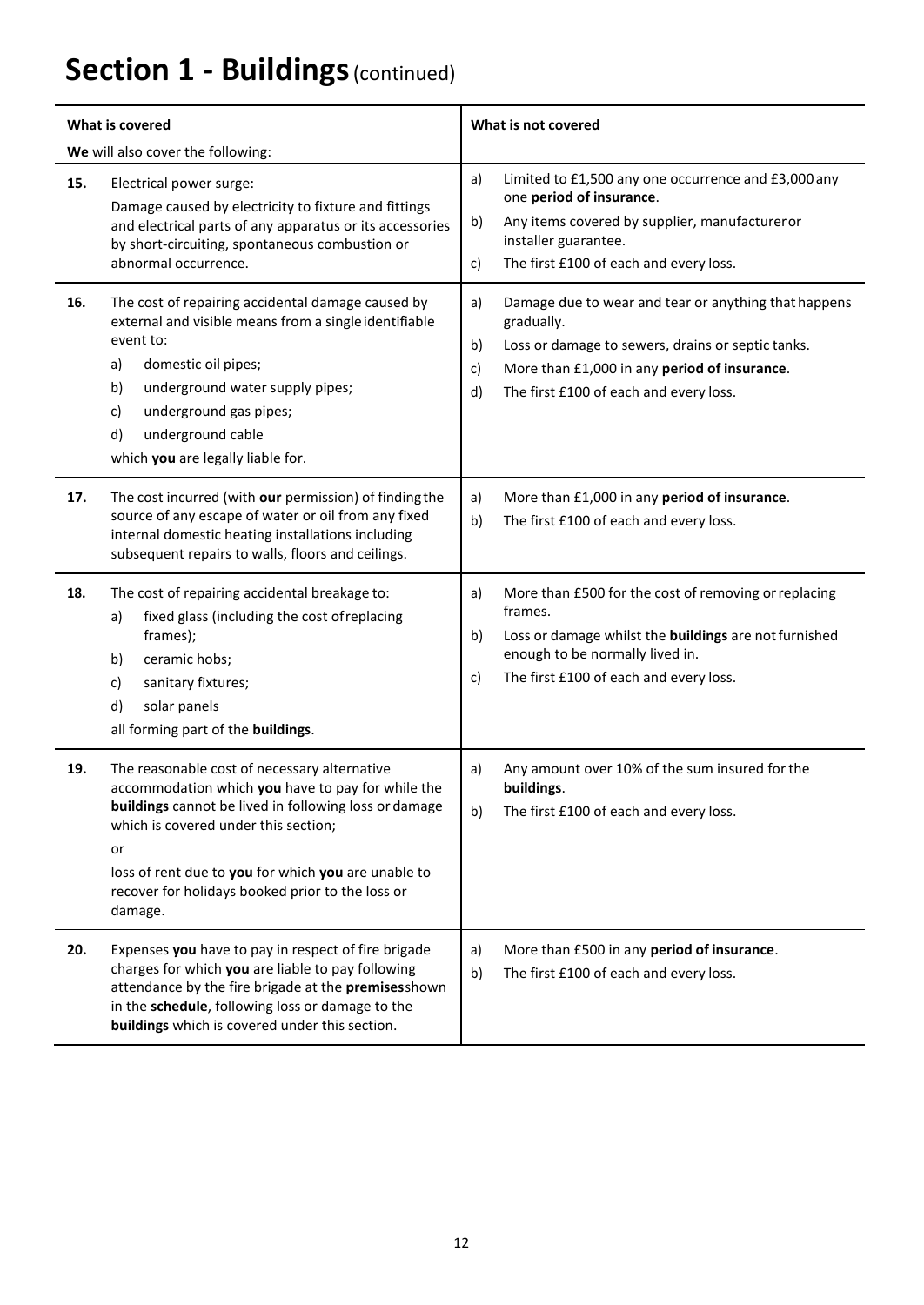# Section 1 - Buildings (continued)

| What is covered | What is not covered |
|---|---|
| **We** will also cover the following: | |
| **15.** Electrical power surge:<br>Damage caused by electricity to fixture and fittings and electrical parts of any apparatus or its accessories by short-circuiting, spontaneous combustion or abnormal occurrence. | a) Limited to £1,500 any one occurrence and £3,000 any one **period of insurance**.<br>b) Any items covered by supplier, manufacturer or installer guarantee.<br>c) The first £100 of each and every loss. |
| **16.** The cost of repairing accidental damage caused by external and visible means from a single identifiable event to:<br>a) domestic oil pipes;<br>b) underground water supply pipes;<br>c) underground gas pipes;<br>d) underground cable<br>which **you** are legally liable for. | a) Damage due to wear and tear or anything that happens gradually.<br>b) Loss or damage to sewers, drains or septic tanks.<br>c) More than £1,000 in any **period of insurance**.<br>d) The first £100 of each and every loss. |
| **17.** The cost incurred (with **our** permission) of finding the source of any escape of water or oil from any fixed internal domestic heating installations including subsequent repairs to walls, floors and ceilings. | a) More than £1,000 in any **period of insurance**.<br>b) The first £100 of each and every loss. |
| **18.** The cost of repairing accidental breakage to:<br>a) fixed glass (including the cost of replacing frames);<br>b) ceramic hobs;<br>c) sanitary fixtures;<br>d) solar panels<br>all forming part of the **buildings**. | a) More than £500 for the cost of removing or replacing frames.<br>b) Loss or damage whilst the **buildings** are not furnished enough to be normally lived in.<br>c) The first £100 of each and every loss. |
| **19.** The reasonable cost of necessary alternative accommodation which **you** have to pay for while the **buildings** cannot be lived in following loss or damage which is covered under this section;<br>or<br>loss of rent due to **you** for which **you** are unable to recover for holidays booked prior to the loss or damage. | a) Any amount over 10% of the sum insured for the **buildings**.<br>b) The first £100 of each and every loss. |
| **20.** Expenses **you** have to pay in respect of fire brigade charges for which **you** are liable to pay following attendance by the fire brigade at the **premises** shown in the **schedule**, following loss or damage to the **buildings** which is covered under this section. | a) More than £500 in any **period of insurance**.<br>b) The first £100 of each and every loss. |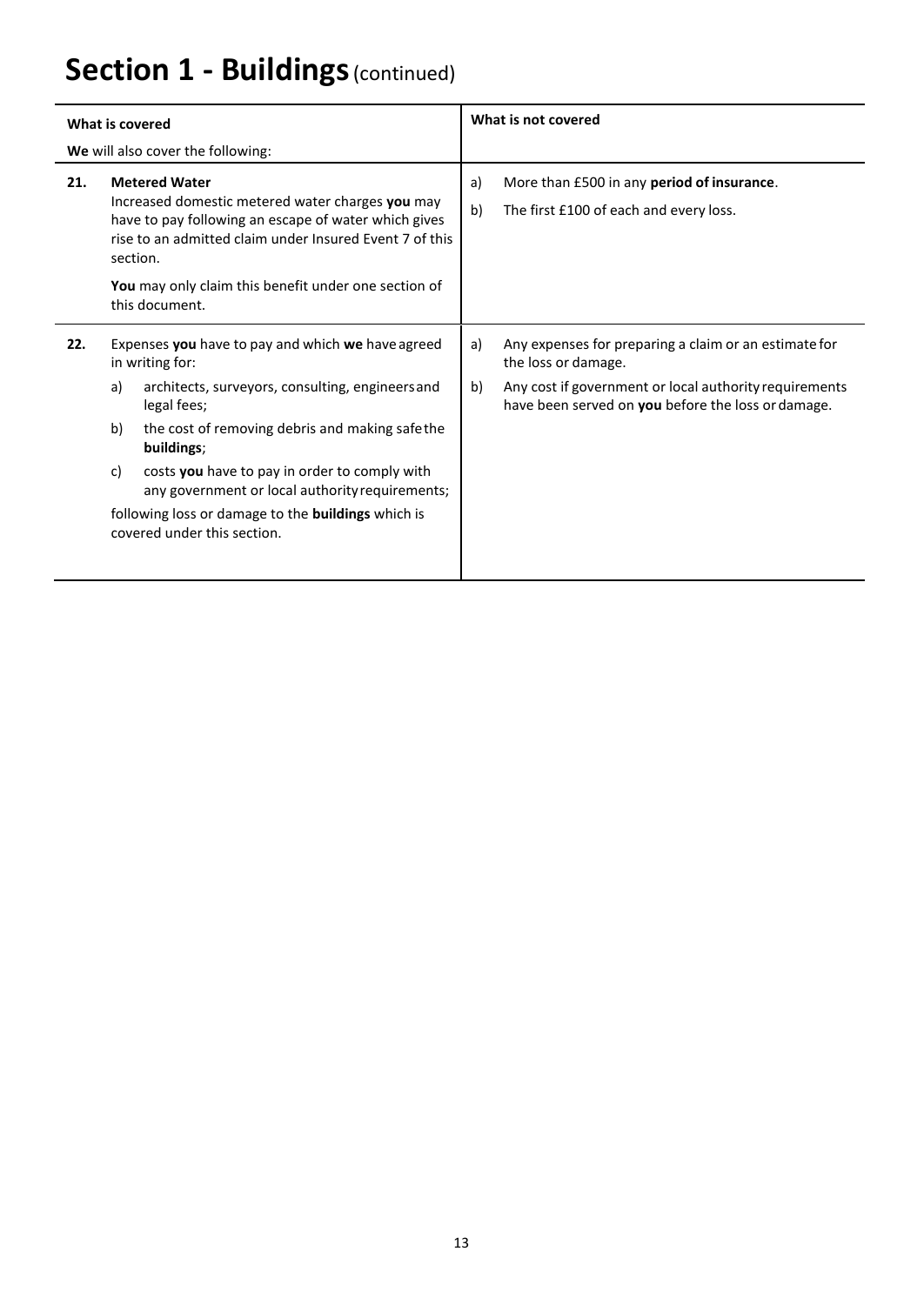# Section 1 - Buildings (continued)

| What is covered | What is not covered |
|---|---|
| **We** will also cover the following: | |
| **21. Metered Water**<br>Increased domestic metered water charges **you** may have to pay following an escape of water which gives rise to an admitted claim under Insured Event 7 of this section.<br>**You** may only claim this benefit under one section of this document. | a) More than £500 in any **period of insurance**.<br>b) The first £100 of each and every loss. |
| **22.** Expenses **you** have to pay and which **we** have agreed in writing for:<br>a) architects, surveyors, consulting, engineers and legal fees;<br>b) the cost of removing debris and making safe the **buildings**;<br>c) costs **you** have to pay in order to comply with any government or local authority requirements;<br>following loss or damage to the **buildings** which is covered under this section. | a) Any expenses for preparing a claim or an estimate for the loss or damage.<br>b) Any cost if government or local authority requirements have been served on **you** before the loss or damage. |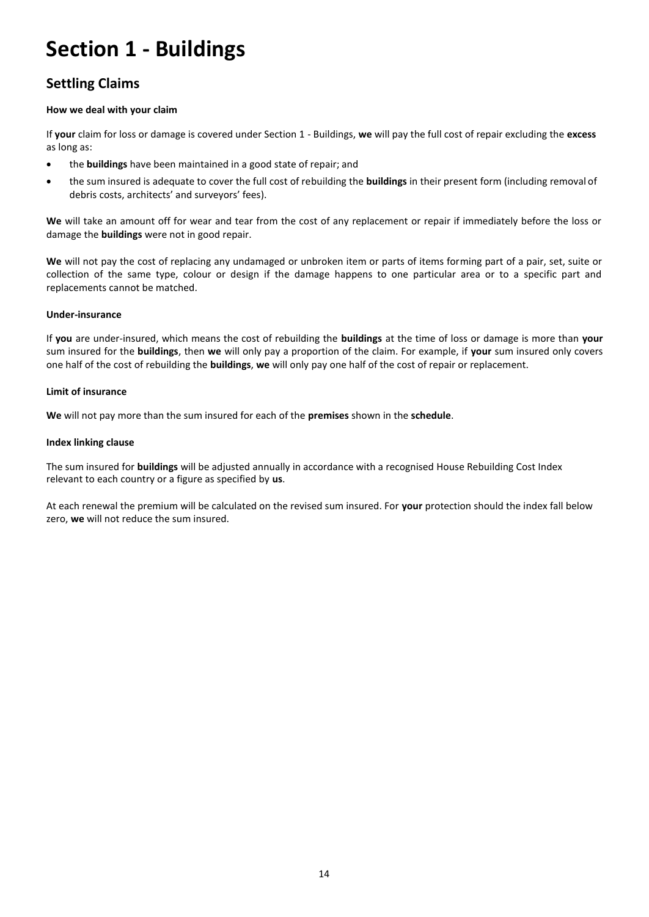# Section 1 - Buildings

## Settling Claims

**How we deal with your claim**

If **your** claim for loss or damage is covered under Section 1 - Buildings, **we** will pay the full cost of repair excluding the **excess** as long as:

- the **buildings** have been maintained in a good state of repair; and
- the sum insured is adequate to cover the full cost of rebuilding the **buildings** in their present form (including removal of debris costs, architects' and surveyors' fees).

**We** will take an amount off for wear and tear from the cost of any replacement or repair if immediately before the loss or damage the **buildings** were not in good repair.

**We** will not pay the cost of replacing any undamaged or unbroken item or parts of items forming part of a pair, set, suite or collection of the same type, colour or design if the damage happens to one particular area or to a specific part and replacements cannot be matched.

**Under-insurance**

If **you** are under-insured, which means the cost of rebuilding the **buildings** at the time of loss or damage is more than **your** sum insured for the **buildings**, then **we** will only pay a proportion of the claim. For example, if **your** sum insured only covers one half of the cost of rebuilding the **buildings**, **we** will only pay one half of the cost of repair or replacement.

**Limit of insurance**

**We** will not pay more than the sum insured for each of the **premises** shown in the **schedule**.

**Index linking clause**

The sum insured for **buildings** will be adjusted annually in accordance with a recognised House Rebuilding Cost Index relevant to each country or a figure as specified by **us**.

At each renewal the premium will be calculated on the revised sum insured. For **your** protection should the index fall below zero, **we** will not reduce the sum insured.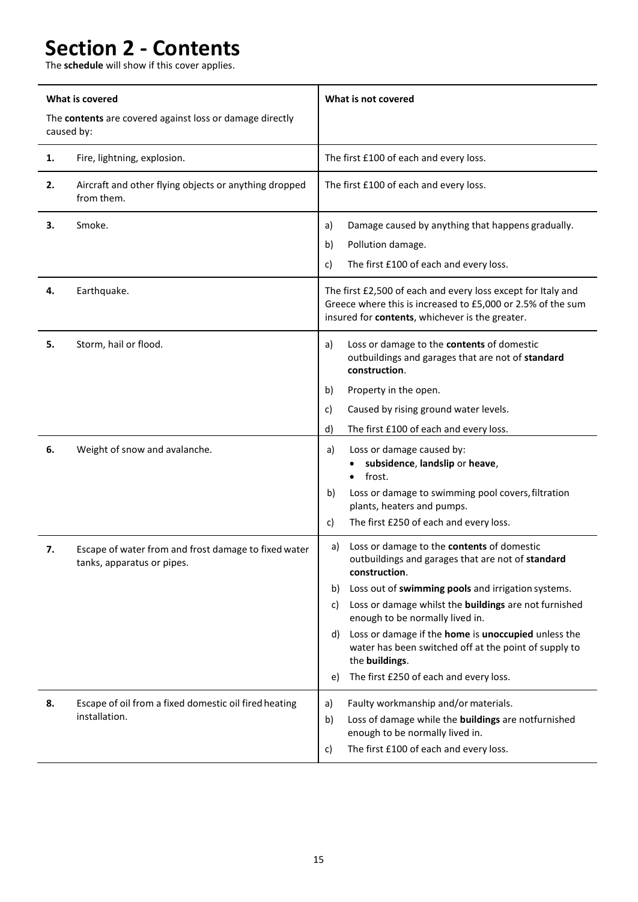# Section 2 - Contents

The **schedule** will show if this cover applies.

| What is covered<br><br>The **contents** are covered against loss or damage directly caused by: | What is not covered |
|---|---|
| **1.** Fire, lightning, explosion. | The first £100 of each and every loss. |
| **2.** Aircraft and other flying objects or anything dropped from them. | The first £100 of each and every loss. |
| **3.** Smoke. | a) Damage caused by anything that happens gradually.<br>b) Pollution damage.<br>c) The first £100 of each and every loss. |
| **4.** Earthquake. | The first £2,500 of each and every loss except for Italy and Greece where this is increased to £5,000 or 2.5% of the sum insured for **contents**, whichever is the greater. |
| **5.** Storm, hail or flood. | a) Loss or damage to the **contents** of domestic outbuildings and garages that are not of **standard construction**.<br>b) Property in the open.<br>c) Caused by rising ground water levels.<br>d) The first £100 of each and every loss. |
| **6.** Weight of snow and avalanche. | a) Loss or damage caused by:<br>• **subsidence**, **landslip** or **heave**,<br>• frost.<br>b) Loss or damage to swimming pool covers, filtration plants, heaters and pumps.<br>c) The first £250 of each and every loss. |
| **7.** Escape of water from and frost damage to fixed water tanks, apparatus or pipes. | a) Loss or damage to the **contents** of domestic outbuildings and garages that are not of **standard construction**.<br>b) Loss out of **swimming pools** and irrigation systems.<br>c) Loss or damage whilst the **buildings** are not furnished enough to be normally lived in.<br>d) Loss or damage if the **home** is **unoccupied** unless the water has been switched off at the point of supply to the **buildings**.<br>e) The first £250 of each and every loss. |
| **8.** Escape of oil from a fixed domestic oil fired heating installation. | a) Faulty workmanship and/or materials.<br>b) Loss of damage while the **buildings** are notfurnished enough to be normally lived in.<br>c) The first £100 of each and every loss. |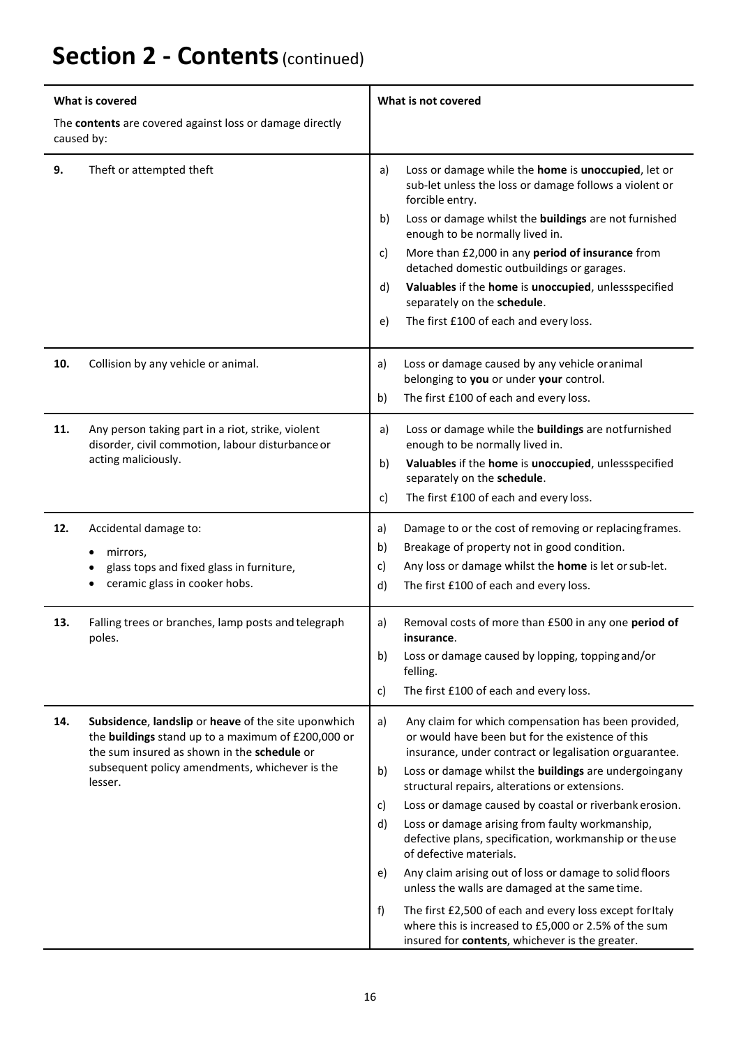# Section 2 - Contents (continued)

| What is covered<br><br>The **contents** are covered against loss or damage directly caused by: | What is not covered |
|---|---|
| **9.** Theft or attempted theft | a) Loss or damage while the **home** is **unoccupied**, let or sub-let unless the loss or damage follows a violent or forcible entry.<br>b) Loss or damage whilst the **buildings** are not furnished enough to be normally lived in.<br>c) More than £2,000 in any **period of insurance** from detached domestic outbuildings or garages.<br>d) **Valuables** if the **home** is **unoccupied**, unless specified separately on the **schedule**.<br>e) The first £100 of each and every loss. |
| **10.** Collision by any vehicle or animal. | a) Loss or damage caused by any vehicle or animal belonging to **you** or under **your** control.<br>b) The first £100 of each and every loss. |
| **11.** Any person taking part in a riot, strike, violent disorder, civil commotion, labour disturbance or acting maliciously. | a) Loss or damage while the **buildings** are not furnished enough to be normally lived in.<br>b) **Valuables** if the **home** is **unoccupied**, unless specified separately on the **schedule**.<br>c) The first £100 of each and every loss. |
| **12.** Accidental damage to:<br>• mirrors,<br>• glass tops and fixed glass in furniture,<br>• ceramic glass in cooker hobs. | a) Damage to or the cost of removing or replacing frames.<br>b) Breakage of property not in good condition.<br>c) Any loss or damage whilst the **home** is let or sub-let.<br>d) The first £100 of each and every loss. |
| **13.** Falling trees or branches, lamp posts and telegraph poles. | a) Removal costs of more than £500 in any one **period of insurance**.<br>b) Loss or damage caused by lopping, topping and/or felling.<br>c) The first £100 of each and every loss. |
| **14.** **Subsidence**, **landslip** or **heave** of the site upon which the **buildings** stand up to a maximum of £200,000 or the sum insured as shown in the **schedule** or subsequent policy amendments, whichever is the lesser. | a) Any claim for which compensation has been provided, or would have been but for the existence of this insurance, under contract or legalisation or guarantee.<br>b) Loss or damage whilst the **buildings** are undergoing any structural repairs, alterations or extensions.<br>c) Loss or damage caused by coastal or riverbank erosion.<br>d) Loss or damage arising from faulty workmanship, defective plans, specification, workmanship or the use of defective materials.<br>e) Any claim arising out of loss or damage to solid floors unless the walls are damaged at the same time.<br>f) The first £2,500 of each and every loss except for Italy where this is increased to £5,000 or 2.5% of the sum insured for **contents**, whichever is the greater. |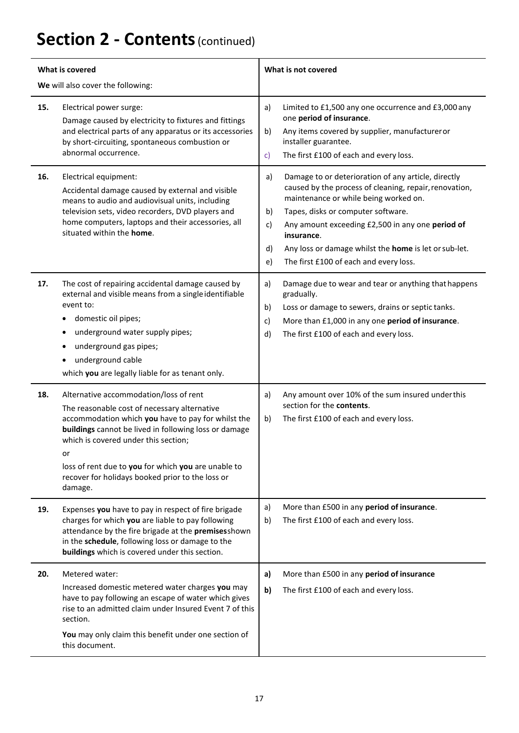# Section 2 - Contents (continued)

| | What is covered<br>**We** will also cover the following: | What is not covered |
|---|---|---|
| **15.** | Electrical power surge:<br>Damage caused by electricity to fixtures and fittings and electrical parts of any apparatus or its accessories by short-circuiting, spontaneous combustion or abnormal occurrence. | a) Limited to £1,500 any one occurrence and £3,000 any one **period of insurance**.<br>b) Any items covered by supplier, manufacturer or installer guarantee.<br>c) The first £100 of each and every loss. |
| **16.** | Electrical equipment:<br>Accidental damage caused by external and visible means to audio and audiovisual units, including television sets, video recorders, DVD players and home computers, laptops and their accessories, all situated within the **home**. | a) Damage to or deterioration of any article, directly caused by the process of cleaning, repair, renovation, maintenance or while being worked on.<br>b) Tapes, disks or computer software.<br>c) Any amount exceeding £2,500 in any one **period of insurance**.<br>d) Any loss or damage whilst the **home** is let or sub-let.<br>e) The first £100 of each and every loss. |
| **17.** | The cost of repairing accidental damage caused by external and visible means from a single identifiable event to:<br>• domestic oil pipes;<br>• underground water supply pipes;<br>• underground gas pipes;<br>• underground cable<br>which **you** are legally liable for as tenant only. | a) Damage due to wear and tear or anything that happens gradually.<br>b) Loss or damage to sewers, drains or septic tanks.<br>c) More than £1,000 in any one **period of insurance**.<br>d) The first £100 of each and every loss. |
| **18.** | Alternative accommodation/loss of rent<br>The reasonable cost of necessary alternative accommodation which **you** have to pay for whilst the **buildings** cannot be lived in following loss or damage which is covered under this section;<br>or<br>loss of rent due to **you** for which **you** are unable to recover for holidays booked prior to the loss or damage. | a) Any amount over 10% of the sum insured under this section for the **contents**.<br>b) The first £100 of each and every loss. |
| **19.** | Expenses **you** have to pay in respect of fire brigade charges for which **you** are liable to pay following attendance by the fire brigade at the **premises** shown in the **schedule**, following loss or damage to the **buildings** which is covered under this section. | a) More than £500 in any **period of insurance**.<br>b) The first £100 of each and every loss. |
| **20.** | Metered water:<br>Increased domestic metered water charges **you** may have to pay following an escape of water which gives rise to an admitted claim under Insured Event 7 of this section.<br>**You** may only claim this benefit under one section of this document. | **a)** More than £500 in any **period of insurance**<br>**b)** The first £100 of each and every loss. |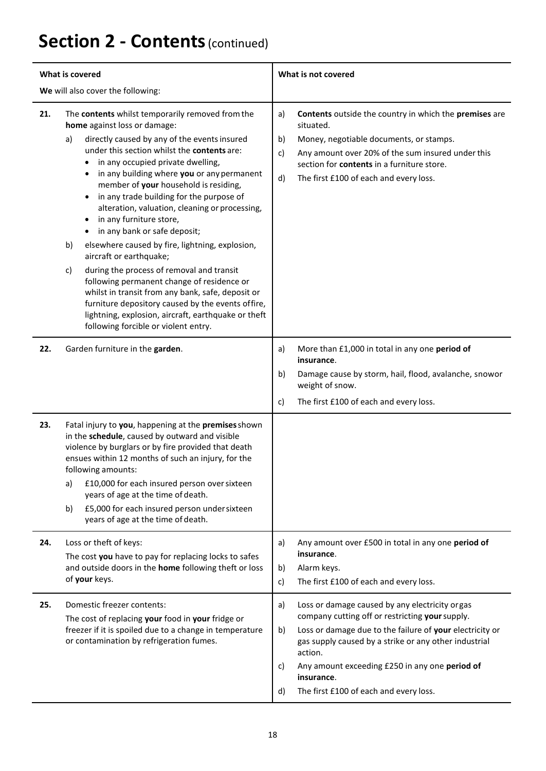# Section 2 - Contents (continued)

| What is covered<br>**We** will also cover the following: | What is not covered |
|---|---|
| **21.** The **contents** whilst temporarily removed from the **home** against loss or damage:<br>a) directly caused by any of the events insured under this section whilst the **contents** are:<br>• in any occupied private dwelling,<br>• in any building where **you** or any permanent member of **your** household is residing,<br>• in any trade building for the purpose of alteration, valuation, cleaning or processing,<br>• in any furniture store,<br>• in any bank or safe deposit;<br>b) elsewhere caused by fire, lightning, explosion, aircraft or earthquake;<br>c) during the process of removal and transit following permanent change of residence or whilst in transit from any bank, safe, deposit or furniture depository caused by the events of fire, lightning, explosion, aircraft, earthquake or theft following forcible or violent entry. | a) **Contents** outside the country in which the **premises** are situated.<br>b) Money, negotiable documents, or stamps.<br>c) Any amount over 20% of the sum insured under this section for **contents** in a furniture store.<br>d) The first £100 of each and every loss. |
| **22.** Garden furniture in the **garden**. | a) More than £1,000 in total in any one **period of insurance**.<br>b) Damage cause by storm, hail, flood, avalanche, snow or weight of snow.<br>c) The first £100 of each and every loss. |
| **23.** Fatal injury to **you**, happening at the **premises** shown in the **schedule**, caused by outward and visible violence by burglars or by fire provided that death ensues within 12 months of such an injury, for the following amounts:<br>a) £10,000 for each insured person over sixteen years of age at the time of death.<br>b) £5,000 for each insured person under sixteen years of age at the time of death. | |
| **24.** Loss or theft of keys:<br>The cost **you** have to pay for replacing locks to safes and outside doors in the **home** following theft or loss of **your** keys. | a) Any amount over £500 in total in any one **period of insurance**.<br>b) Alarm keys.<br>c) The first £100 of each and every loss. |
| **25.** Domestic freezer contents:<br>The cost of replacing **your** food in **your** fridge or freezer if it is spoiled due to a change in temperature or contamination by refrigeration fumes. | a) Loss or damage caused by any electricity or gas company cutting off or restricting **your** supply.<br>b) Loss or damage due to the failure of **your** electricity or gas supply caused by a strike or any other industrial action.<br>c) Any amount exceeding £250 in any one **period of insurance**.<br>d) The first £100 of each and every loss. |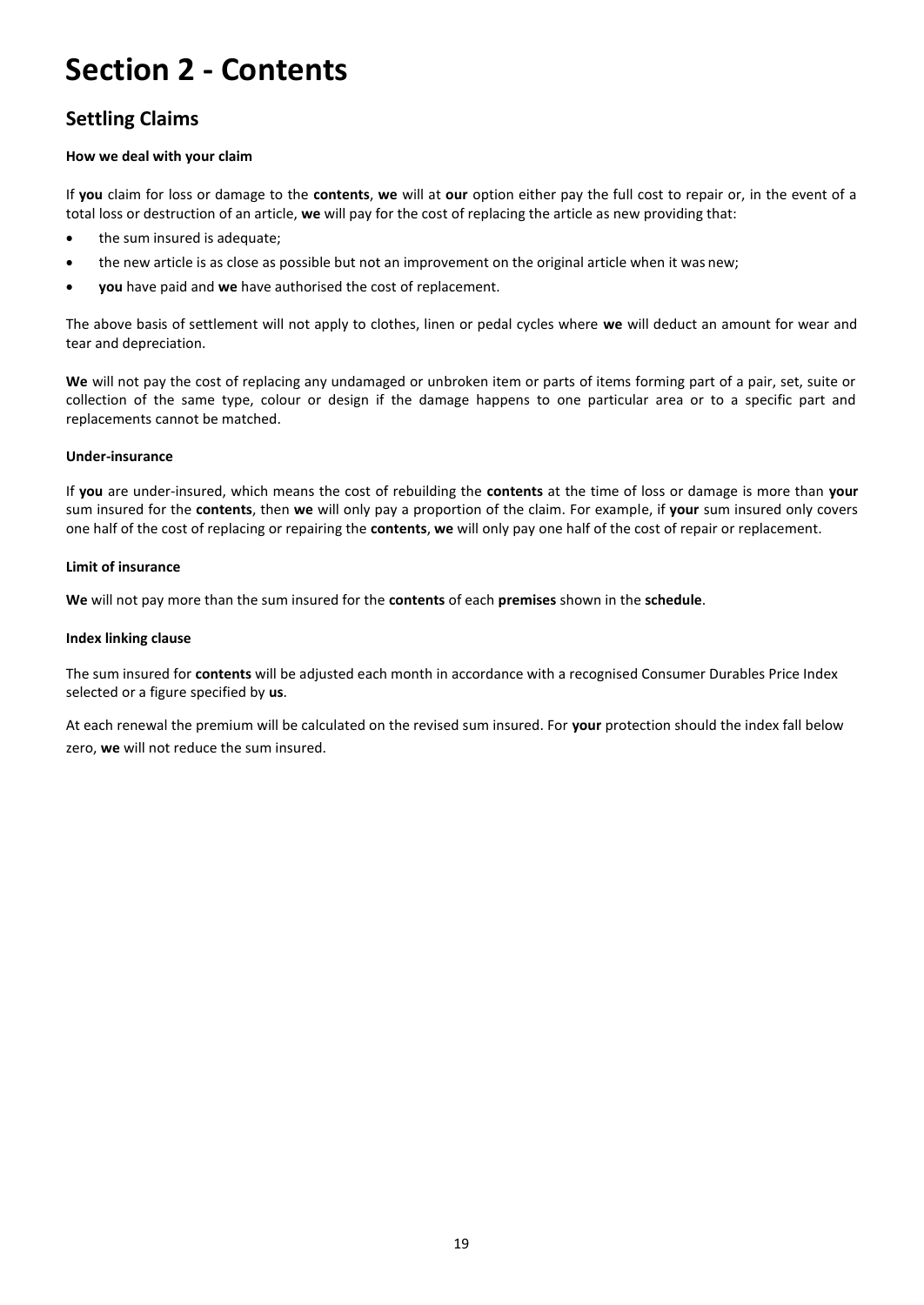# Section 2 - Contents

## Settling Claims

**How we deal with your claim**

If **you** claim for loss or damage to the **contents**, **we** will at **our** option either pay the full cost to repair or, in the event of a total loss or destruction of an article, **we** will pay for the cost of replacing the article as new providing that:

- the sum insured is adequate;
- the new article is as close as possible but not an improvement on the original article when it was new;
- **you** have paid and **we** have authorised the cost of replacement.

The above basis of settlement will not apply to clothes, linen or pedal cycles where **we** will deduct an amount for wear and tear and depreciation.

**We** will not pay the cost of replacing any undamaged or unbroken item or parts of items forming part of a pair, set, suite or collection of the same type, colour or design if the damage happens to one particular area or to a specific part and replacements cannot be matched.

**Under-insurance**

If **you** are under-insured, which means the cost of rebuilding the **contents** at the time of loss or damage is more than **your** sum insured for the **contents**, then **we** will only pay a proportion of the claim. For example, if **your** sum insured only covers one half of the cost of replacing or repairing the **contents**, **we** will only pay one half of the cost of repair or replacement.

**Limit of insurance**

**We** will not pay more than the sum insured for the **contents** of each **premises** shown in the **schedule**.

**Index linking clause**

The sum insured for **contents** will be adjusted each month in accordance with a recognised Consumer Durables Price Index selected or a figure specified by **us**.

At each renewal the premium will be calculated on the revised sum insured. For **your** protection should the index fall below zero, **we** will not reduce the sum insured.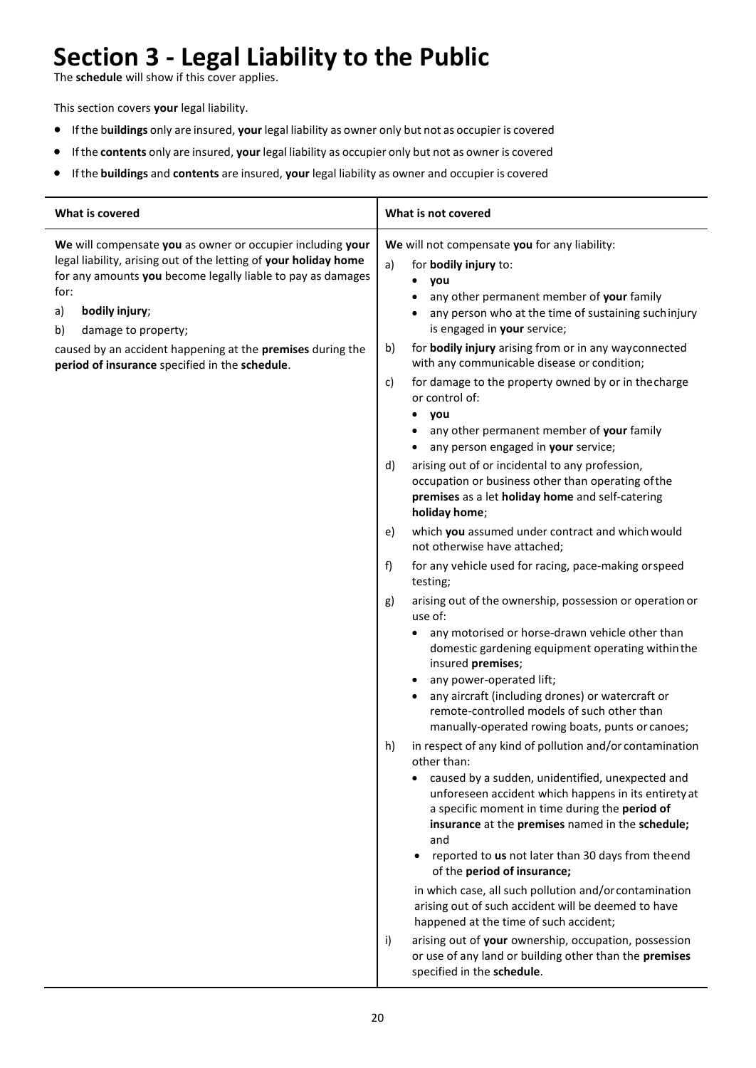# Section 3 - Legal Liability to the Public

The **schedule** will show if this cover applies.

This section covers **your** legal liability.

- If the b**uildings** only are insured, **your** legal liability as owner only but not as occupier is covered
- If the **contents** only are insured, **your** legal liability as occupier only but not as owner is covered
- If the **buildings** and **contents** are insured, **your** legal liability as owner and occupier is covered

| What is covered | What is not covered |
|---|---|
| **We** will compensate **you** as owner or occupier including **your** legal liability, arising out of the letting of **your holiday home** for any amounts **you** become legally liable to pay as damages for:<br>a) **bodily injury**;<br>b) damage to property;<br>caused by an accident happening at the **premises** during the **period of insurance** specified in the **schedule**. | **We** will not compensate **you** for any liability:<br>a) for **bodily injury** to:<br>• **you**<br>• any other permanent member of **your** family<br>• any person who at the time of sustaining such injury is engaged in **your** service;<br>b) for **bodily injury** arising from or in any way connected with any communicable disease or condition;<br>c) for damage to the property owned by or in the charge or control of:<br>• **you**<br>• any other permanent member of **your** family<br>• any person engaged in **your** service;<br>d) arising out of or incidental to any profession, occupation or business other than operating of the **premises** as a let **holiday home** and self-catering **holiday home**;<br>e) which **you** assumed under contract and which would not otherwise have attached;<br>f) for any vehicle used for racing, pace-making or speed testing;<br>g) arising out of the ownership, possession or operation or use of:<br>• any motorised or horse-drawn vehicle other than domestic gardening equipment operating within the insured **premises**;<br>• any power-operated lift;<br>• any aircraft (including drones) or watercraft or remote-controlled models of such other than manually-operated rowing boats, punts or canoes;<br>h) in respect of any kind of pollution and/or contamination other than:<br>• caused by a sudden, unidentified, unexpected and unforeseen accident which happens in its entirety at a specific moment in time during the **period of insurance** at the **premises** named in the **schedule;** and<br>• reported to **us** not later than 30 days from the end of the **period of insurance;**<br>in which case, all such pollution and/or contamination arising out of such accident will be deemed to have happened at the time of such accident;<br>i) arising out of **your** ownership, occupation, possession or use of any land or building other than the **premises** specified in the **schedule**. |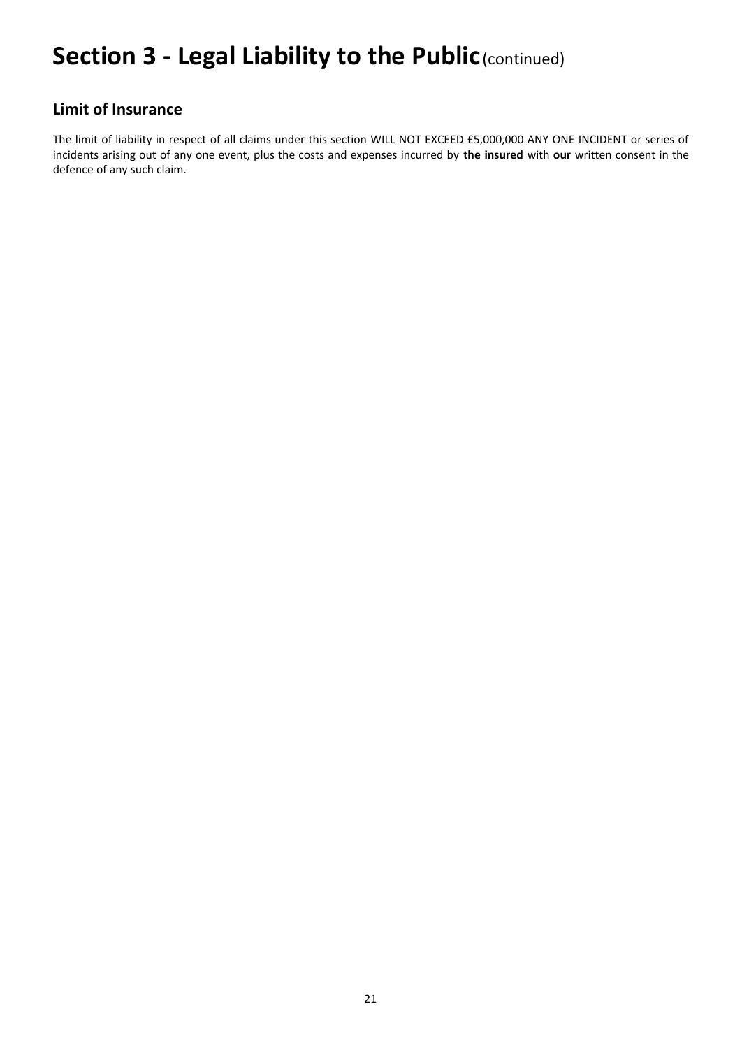# Section 3 - Legal Liability to the Public (continued)

## Limit of Insurance

The limit of liability in respect of all claims under this section WILL NOT EXCEED £5,000,000 ANY ONE INCIDENT or series of incidents arising out of any one event, plus the costs and expenses incurred by **the insured** with **our** written consent in the defence of any such claim.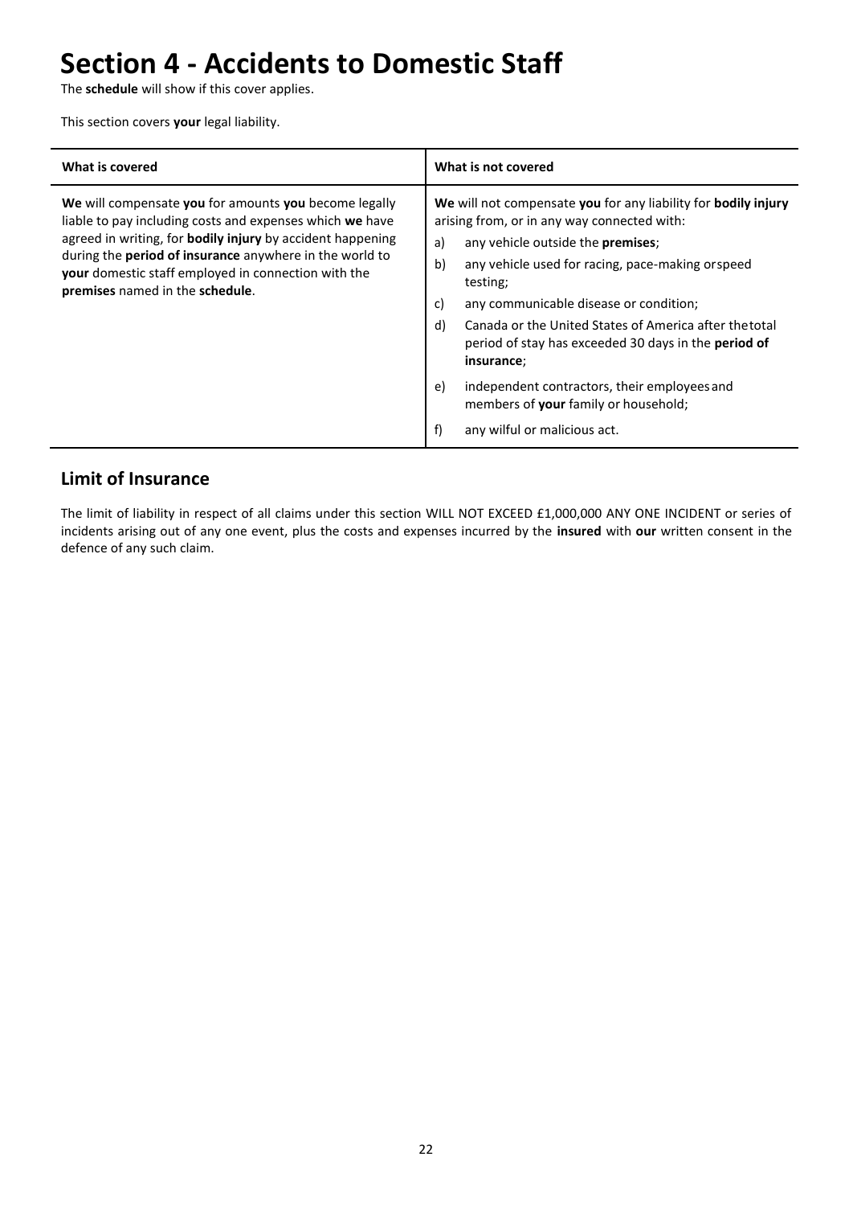# Section 4 - Accidents to Domestic Staff

The **schedule** will show if this cover applies.

This section covers **your** legal liability.

| What is covered | What is not covered |
|---|---|
| **We** will compensate **you** for amounts **you** become legally liable to pay including costs and expenses which **we** have agreed in writing, for **bodily injury** by accident happening during the **period of insurance** anywhere in the world to **your** domestic staff employed in connection with the **premises** named in the **schedule**. | **We** will not compensate **you** for any liability for **bodily injury** arising from, or in any way connected with:<br>a) any vehicle outside the **premises**;<br>b) any vehicle used for racing, pace-making or speed testing;<br>c) any communicable disease or condition;<br>d) Canada or the United States of America after the total period of stay has exceeded 30 days in the **period of insurance**;<br>e) independent contractors, their employees and members of **your** family or household;<br>f) any wilful or malicious act. |

## Limit of Insurance

The limit of liability in respect of all claims under this section WILL NOT EXCEED £1,000,000 ANY ONE INCIDENT or series of incidents arising out of any one event, plus the costs and expenses incurred by the **insured** with **our** written consent in the defence of any such claim.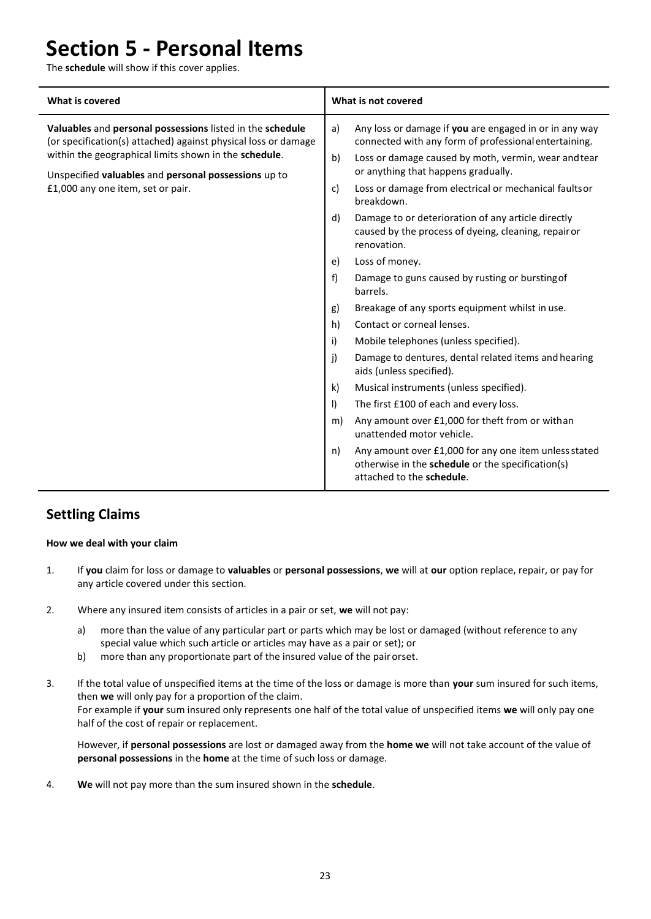# Section 5 - Personal Items

The **schedule** will show if this cover applies.

| What is covered | What is not covered |
|---|---|
| **Valuables** and **personal possessions** listed in the **schedule** (or specification(s) attached) against physical loss or damage within the geographical limits shown in the **schedule**.<br><br>Unspecified **valuables** and **personal possessions** up to £1,000 any one item, set or pair. | a) Any loss or damage if **you** are engaged in or in any way connected with any form of professional entertaining.<br>b) Loss or damage caused by moth, vermin, wear and tear or anything that happens gradually.<br>c) Loss or damage from electrical or mechanical faults or breakdown.<br>d) Damage to or deterioration of any article directly caused by the process of dyeing, cleaning, repair or renovation.<br>e) Loss of money.<br>f) Damage to guns caused by rusting or bursting of barrels.<br>g) Breakage of any sports equipment whilst in use.<br>h) Contact or corneal lenses.<br>i) Mobile telephones (unless specified).<br>j) Damage to dentures, dental related items and hearing aids (unless specified).<br>k) Musical instruments (unless specified).<br>l) The first £100 of each and every loss.<br>m) Any amount over £1,000 for theft from or with an unattended motor vehicle.<br>n) Any amount over £1,000 for any one item unless stated otherwise in the **schedule** or the specification(s) attached to the **schedule**. |

## Settling Claims

**How we deal with your claim**

1. If **you** claim for loss or damage to **valuables** or **personal possessions**, **we** will at **our** option replace, repair, or pay for any article covered under this section.

2. Where any insured item consists of articles in a pair or set, **we** will not pay:
   a) more than the value of any particular part or parts which may be lost or damaged (without reference to any special value which such article or articles may have as a pair or set); or
   b) more than any proportionate part of the insured value of the pair or set.

3. If the total value of unspecified items at the time of the loss or damage is more than **your** sum insured for such items, then **we** will only pay for a proportion of the claim.
   For example if **your** sum insured only represents one half of the total value of unspecified items **we** will only pay one half of the cost of repair or replacement.

   However, if **personal possessions** are lost or damaged away from the **home we** will not take account of the value of **personal possessions** in the **home** at the time of such loss or damage.

4. **We** will not pay more than the sum insured shown in the **schedule**.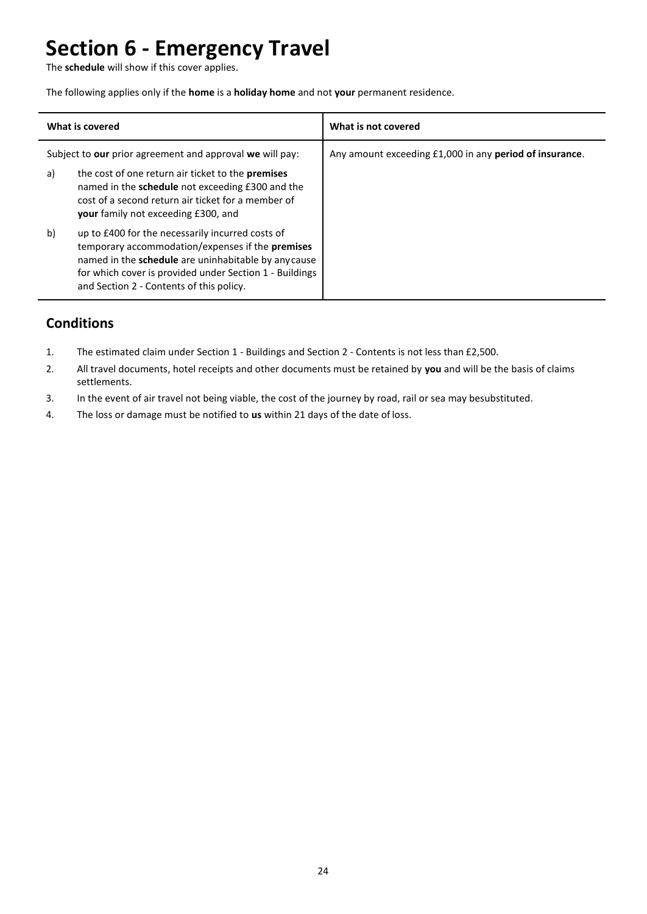# Section 6 - Emergency Travel

The **schedule** will show if this cover applies.

The following applies only if the **home** is a **holiday home** and not **your** permanent residence.

| What is covered | What is not covered |
|---|---|
| Subject to **our** prior agreement and approval **we** will pay:<br><br>a) the cost of one return air ticket to the **premises** named in the **schedule** not exceeding £300 and the cost of a second return air ticket for a member of **your** family not exceeding £300, and<br><br>b) up to £400 for the necessarily incurred costs of temporary accommodation/expenses if the **premises** named in the **schedule** are uninhabitable by any cause for which cover is provided under Section 1 - Buildings and Section 2 - Contents of this policy. | Any amount exceeding £1,000 in any **period of insurance**. |

## Conditions

1. The estimated claim under Section 1 - Buildings and Section 2 - Contents is not less than £2,500.
2. All travel documents, hotel receipts and other documents must be retained by **you** and will be the basis of claims settlements.
3. In the event of air travel not being viable, the cost of the journey by road, rail or sea may be substituted.
4. The loss or damage must be notified to **us** within 21 days of the date of loss.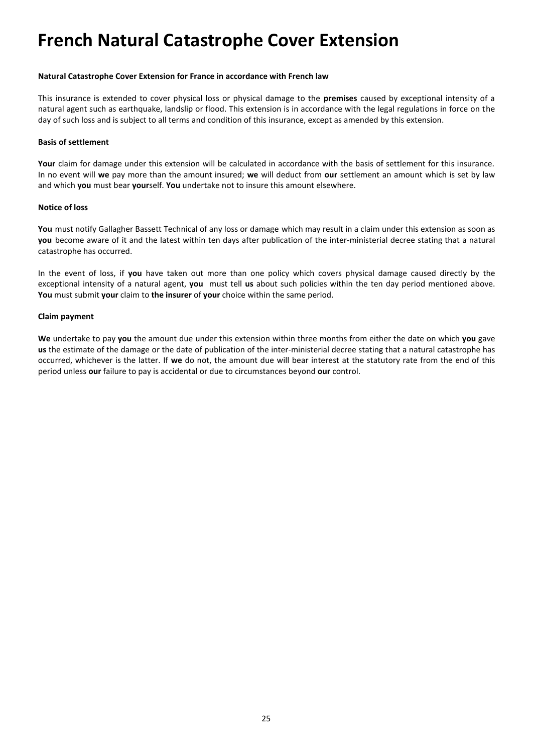# French Natural Catastrophe Cover Extension

**Natural Catastrophe Cover Extension for France in accordance with French law**

This insurance is extended to cover physical loss or physical damage to the **premises** caused by exceptional intensity of a natural agent such as earthquake, landslip or flood. This extension is in accordance with the legal regulations in force on the day of such loss and is subject to all terms and condition of this insurance, except as amended by this extension.

**Basis of settlement**

**Your** claim for damage under this extension will be calculated in accordance with the basis of settlement for this insurance. In no event will **we** pay more than the amount insured; **we** will deduct from **our** settlement an amount which is set by law and which **you** must bear **your**self. **You** undertake not to insure this amount elsewhere.

**Notice of loss**

**You** must notify Gallagher Bassett Technical of any loss or damage which may result in a claim under this extension as soon as **you** become aware of it and the latest within ten days after publication of the inter-ministerial decree stating that a natural catastrophe has occurred.

In the event of loss, if **you** have taken out more than one policy which covers physical damage caused directly by the exceptional intensity of a natural agent, **you** must tell **us** about such policies within the ten day period mentioned above. **You** must submit **your** claim to **the insurer** of **your** choice within the same period.

**Claim payment**

**We** undertake to pay **you** the amount due under this extension within three months from either the date on which **you** gave **us** the estimate of the damage or the date of publication of the inter-ministerial decree stating that a natural catastrophe has occurred, whichever is the latter. If **we** do not, the amount due will bear interest at the statutory rate from the end of this period unless **our** failure to pay is accidental or due to circumstances beyond **our** control.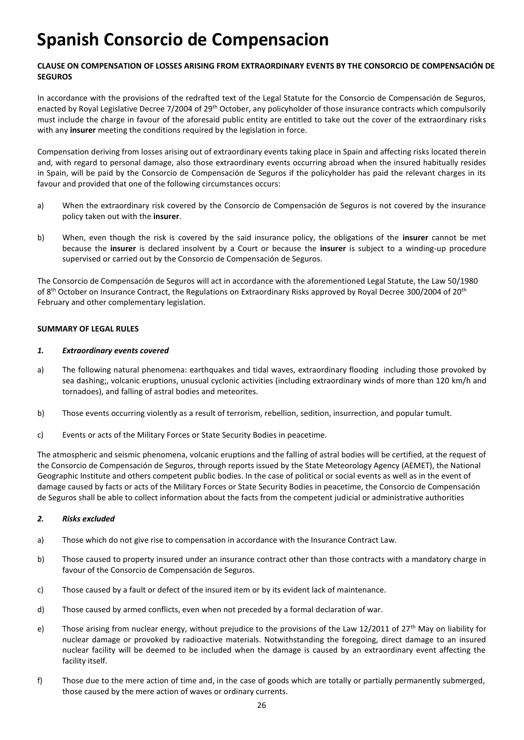# Spanish Consorcio de Compensacion

**CLAUSE ON COMPENSATION OF LOSSES ARISING FROM EXTRAORDINARY EVENTS BY THE CONSORCIO DE COMPENSACIÓN DE SEGUROS**

In accordance with the provisions of the redrafted text of the Legal Statute for the Consorcio de Compensación de Seguros, enacted by Royal Legislative Decree 7/2004 of 29th October, any policyholder of those insurance contracts which compulsorily must include the charge in favour of the aforesaid public entity are entitled to take out the cover of the extraordinary risks with any **insurer** meeting the conditions required by the legislation in force.

Compensation deriving from losses arising out of extraordinary events taking place in Spain and affecting risks located therein and, with regard to personal damage, also those extraordinary events occurring abroad when the insured habitually resides in Spain, will be paid by the Consorcio de Compensación de Seguros if the policyholder has paid the relevant charges in its favour and provided that one of the following circumstances occurs:

a) When the extraordinary risk covered by the Consorcio de Compensación de Seguros is not covered by the insurance policy taken out with the **insurer**.

b) When, even though the risk is covered by the said insurance policy, the obligations of the **insurer** cannot be met because the **insurer** is declared insolvent by a Court or because the **insurer** is subject to a winding-up procedure supervised or carried out by the Consorcio de Compensación de Seguros.

The Consorcio de Compensación de Seguros will act in accordance with the aforementioned Legal Statute, the Law 50/1980 of 8th October on Insurance Contract, the Regulations on Extraordinary Risks approved by Royal Decree 300/2004 of 20th February and other complementary legislation.

**SUMMARY OF LEGAL RULES**

***1. Extraordinary events covered***

a) The following natural phenomena: earthquakes and tidal waves, extraordinary flooding including those provoked by sea dashing;, volcanic eruptions, unusual cyclonic activities (including extraordinary winds of more than 120 km/h and tornadoes), and falling of astral bodies and meteorites.

b) Those events occurring violently as a result of terrorism, rebellion, sedition, insurrection, and popular tumult.

c) Events or acts of the Military Forces or State Security Bodies in peacetime.

The atmospheric and seismic phenomena, volcanic eruptions and the falling of astral bodies will be certified, at the request of the Consorcio de Compensación de Seguros, through reports issued by the State Meteorology Agency (AEMET), the National Geographic Institute and others competent public bodies. In the case of political or social events as well as in the event of damage caused by facts or acts of the Military Forces or State Security Bodies in peacetime, the Consorcio de Compensación de Seguros shall be able to collect information about the facts from the competent judicial or administrative authorities

***2. Risks excluded***

a) Those which do not give rise to compensation in accordance with the Insurance Contract Law.

b) Those caused to property insured under an insurance contract other than those contracts with a mandatory charge in favour of the Consorcio de Compensación de Seguros.

c) Those caused by a fault or defect of the insured item or by its evident lack of maintenance.

d) Those caused by armed conflicts, even when not preceded by a formal declaration of war.

e) Those arising from nuclear energy, without prejudice to the provisions of the Law 12/2011 of 27th May on liability for nuclear damage or provoked by radioactive materials. Notwithstanding the foregoing, direct damage to an insured nuclear facility will be deemed to be included when the damage is caused by an extraordinary event affecting the facility itself.

f) Those due to the mere action of time and, in the case of goods which are totally or partially permanently submerged, those caused by the mere action of waves or ordinary currents.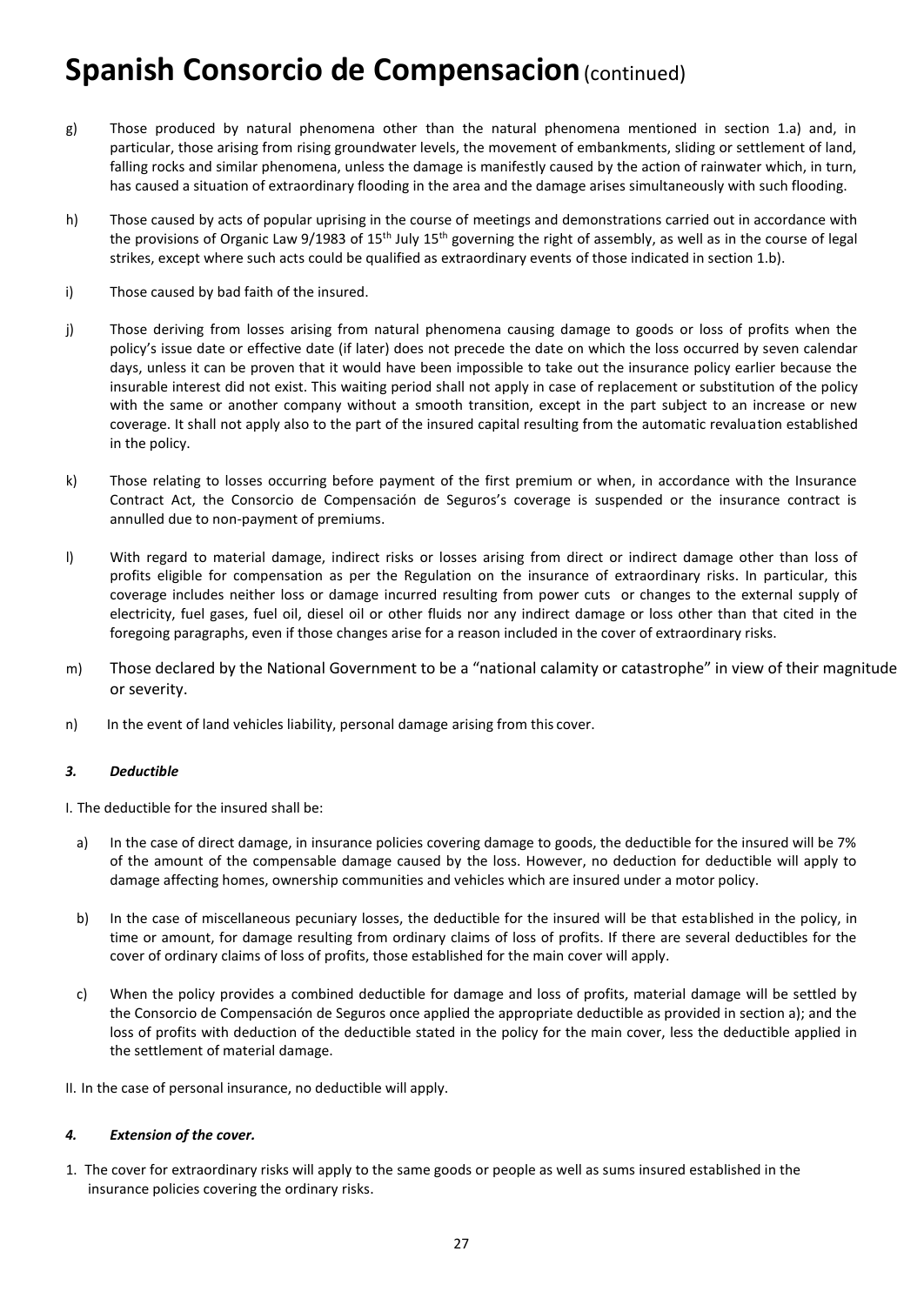# Spanish Consorcio de Compensacion (continued)

g) Those produced by natural phenomena other than the natural phenomena mentioned in section 1.a) and, in particular, those arising from rising groundwater levels, the movement of embankments, sliding or settlement of land, falling rocks and similar phenomena, unless the damage is manifestly caused by the action of rainwater which, in turn, has caused a situation of extraordinary flooding in the area and the damage arises simultaneously with such flooding.

h) Those caused by acts of popular uprising in the course of meetings and demonstrations carried out in accordance with the provisions of Organic Law 9/1983 of 15th July 15th governing the right of assembly, as well as in the course of legal strikes, except where such acts could be qualified as extraordinary events of those indicated in section 1.b).

i) Those caused by bad faith of the insured.

j) Those deriving from losses arising from natural phenomena causing damage to goods or loss of profits when the policy's issue date or effective date (if later) does not precede the date on which the loss occurred by seven calendar days, unless it can be proven that it would have been impossible to take out the insurance policy earlier because the insurable interest did not exist. This waiting period shall not apply in case of replacement or substitution of the policy with the same or another company without a smooth transition, except in the part subject to an increase or new coverage. It shall not apply also to the part of the insured capital resulting from the automatic revaluation established in the policy.

k) Those relating to losses occurring before payment of the first premium or when, in accordance with the Insurance Contract Act, the Consorcio de Compensación de Seguros's coverage is suspended or the insurance contract is annulled due to non-payment of premiums.

l) With regard to material damage, indirect risks or losses arising from direct or indirect damage other than loss of profits eligible for compensation as per the Regulation on the insurance of extraordinary risks. In particular, this coverage includes neither loss or damage incurred resulting from power cuts or changes to the external supply of electricity, fuel gases, fuel oil, diesel oil or other fluids nor any indirect damage or loss other than that cited in the foregoing paragraphs, even if those changes arise for a reason included in the cover of extraordinary risks.

m) Those declared by the National Government to be a "national calamity or catastrophe" in view of their magnitude or severity.

n) In the event of land vehicles liability, personal damage arising from this cover.

### *3. Deductible*

I. The deductible for the insured shall be:

a) In the case of direct damage, in insurance policies covering damage to goods, the deductible for the insured will be 7% of the amount of the compensable damage caused by the loss. However, no deduction for deductible will apply to damage affecting homes, ownership communities and vehicles which are insured under a motor policy.

b) In the case of miscellaneous pecuniary losses, the deductible for the insured will be that established in the policy, in time or amount, for damage resulting from ordinary claims of loss of profits. If there are several deductibles for the cover of ordinary claims of loss of profits, those established for the main cover will apply.

c) When the policy provides a combined deductible for damage and loss of profits, material damage will be settled by the Consorcio de Compensación de Seguros once applied the appropriate deductible as provided in section a); and the loss of profits with deduction of the deductible stated in the policy for the main cover, less the deductible applied in the settlement of material damage.

II. In the case of personal insurance, no deductible will apply.

### *4. Extension of the cover.*

1. The cover for extraordinary risks will apply to the same goods or people as well as sums insured established in the insurance policies covering the ordinary risks.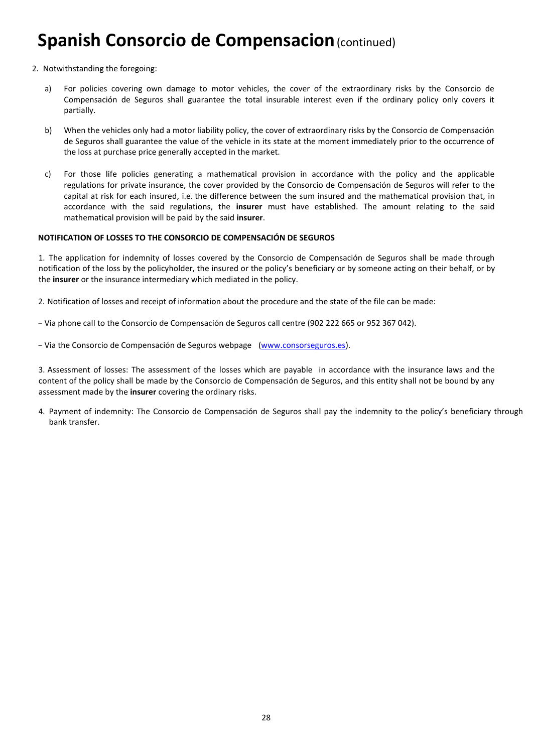# Spanish Consorcio de Compensacion (continued)

2. Notwithstanding the foregoing:

   a) For policies covering own damage to motor vehicles, the cover of the extraordinary risks by the Consorcio de Compensación de Seguros shall guarantee the total insurable interest even if the ordinary policy only covers it partially.

   b) When the vehicles only had a motor liability policy, the cover of extraordinary risks by the Consorcio de Compensación de Seguros shall guarantee the value of the vehicle in its state at the moment immediately prior to the occurrence of the loss at purchase price generally accepted in the market.

   c) For those life policies generating a mathematical provision in accordance with the policy and the applicable regulations for private insurance, the cover provided by the Consorcio de Compensación de Seguros will refer to the capital at risk for each insured, i.e. the difference between the sum insured and the mathematical provision that, in accordance with the said regulations, the **insurer** must have established. The amount relating to the said mathematical provision will be paid by the said **insurer**.

**NOTIFICATION OF LOSSES TO THE CONSORCIO DE COMPENSACIÓN DE SEGUROS**

1. The application for indemnity of losses covered by the Consorcio de Compensación de Seguros shall be made through notification of the loss by the policyholder, the insured or the policy's beneficiary or by someone acting on their behalf, or by the **insurer** or the insurance intermediary which mediated in the policy.

2. Notification of losses and receipt of information about the procedure and the state of the file can be made:

− Via phone call to the Consorcio de Compensación de Seguros call centre (902 222 665 or 952 367 042).

− Via the Consorcio de Compensación de Seguros webpage (www.consorseguros.es).

3. Assessment of losses: The assessment of the losses which are payable in accordance with the insurance laws and the content of the policy shall be made by the Consorcio de Compensación de Seguros, and this entity shall not be bound by any assessment made by the **insurer** covering the ordinary risks.

4. Payment of indemnity: The Consorcio de Compensación de Seguros shall pay the indemnity to the policy's beneficiary through bank transfer.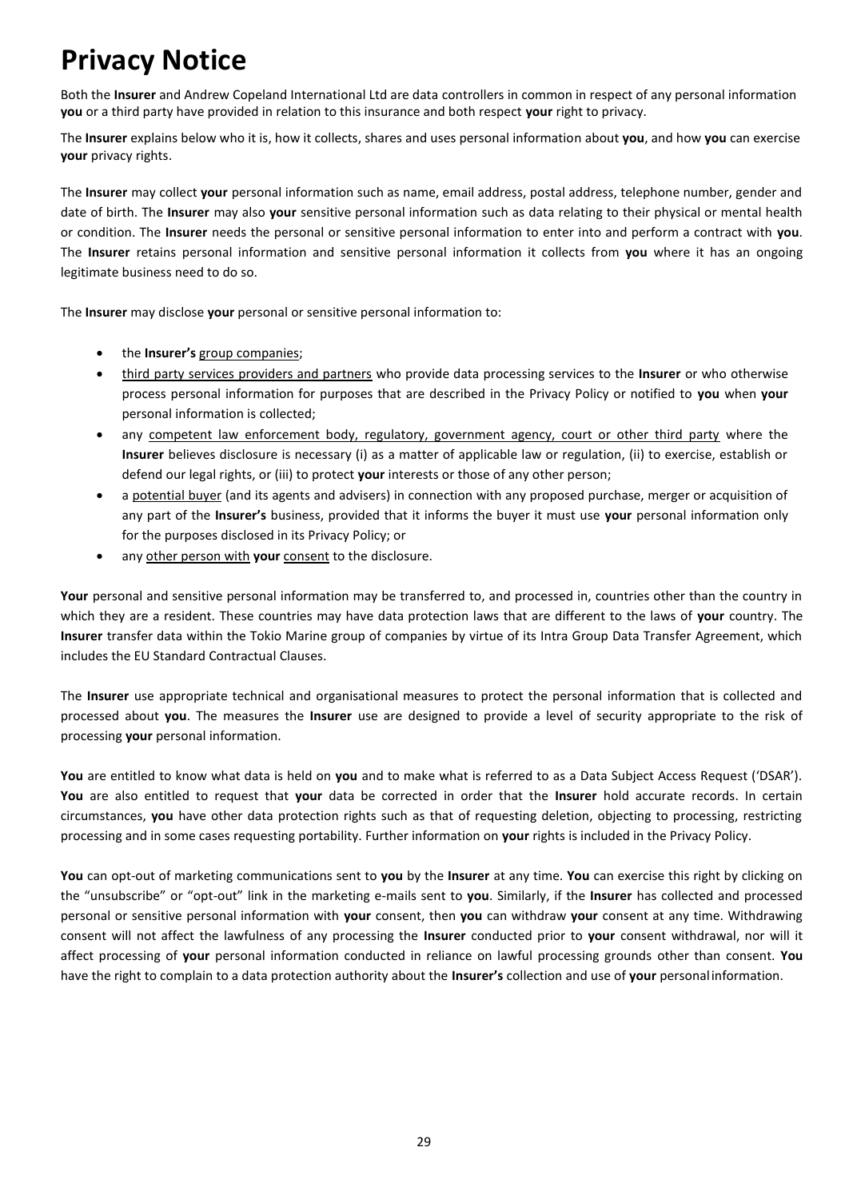# Privacy Notice

Both the **Insurer** and Andrew Copeland International Ltd are data controllers in common in respect of any personal information **you** or a third party have provided in relation to this insurance and both respect **your** right to privacy.

The **Insurer** explains below who it is, how it collects, shares and uses personal information about **you**, and how **you** can exercise **your** privacy rights.

The **Insurer** may collect **your** personal information such as name, email address, postal address, telephone number, gender and date of birth. The **Insurer** may also **your** sensitive personal information such as data relating to their physical or mental health or condition. The **Insurer** needs the personal or sensitive personal information to enter into and perform a contract with **you**. The **Insurer** retains personal information and sensitive personal information it collects from **you** where it has an ongoing legitimate business need to do so.

The **Insurer** may disclose **your** personal or sensitive personal information to:

- the **Insurer's** group companies;
- third party services providers and partners who provide data processing services to the **Insurer** or who otherwise process personal information for purposes that are described in the Privacy Policy or notified to **you** when **your** personal information is collected;
- any competent law enforcement body, regulatory, government agency, court or other third party where the **Insurer** believes disclosure is necessary (i) as a matter of applicable law or regulation, (ii) to exercise, establish or defend our legal rights, or (iii) to protect **your** interests or those of any other person;
- a potential buyer (and its agents and advisers) in connection with any proposed purchase, merger or acquisition of any part of the **Insurer's** business, provided that it informs the buyer it must use **your** personal information only for the purposes disclosed in its Privacy Policy; or
- any other person with **your** consent to the disclosure.

**Your** personal and sensitive personal information may be transferred to, and processed in, countries other than the country in which they are a resident. These countries may have data protection laws that are different to the laws of **your** country. The **Insurer** transfer data within the Tokio Marine group of companies by virtue of its Intra Group Data Transfer Agreement, which includes the EU Standard Contractual Clauses.

The **Insurer** use appropriate technical and organisational measures to protect the personal information that is collected and processed about **you**. The measures the **Insurer** use are designed to provide a level of security appropriate to the risk of processing **your** personal information.

**You** are entitled to know what data is held on **you** and to make what is referred to as a Data Subject Access Request ('DSAR'). **You** are also entitled to request that **your** data be corrected in order that the **Insurer** hold accurate records. In certain circumstances, **you** have other data protection rights such as that of requesting deletion, objecting to processing, restricting processing and in some cases requesting portability. Further information on **your** rights is included in the Privacy Policy.

**You** can opt-out of marketing communications sent to **you** by the **Insurer** at any time. **You** can exercise this right by clicking on the "unsubscribe" or "opt-out" link in the marketing e-mails sent to **you**. Similarly, if the **Insurer** has collected and processed personal or sensitive personal information with **your** consent, then **you** can withdraw **your** consent at any time. Withdrawing consent will not affect the lawfulness of any processing the **Insurer** conducted prior to **your** consent withdrawal, nor will it affect processing of **your** personal information conducted in reliance on lawful processing grounds other than consent. **You** have the right to complain to a data protection authority about the **Insurer's** collection and use of **your** personal information.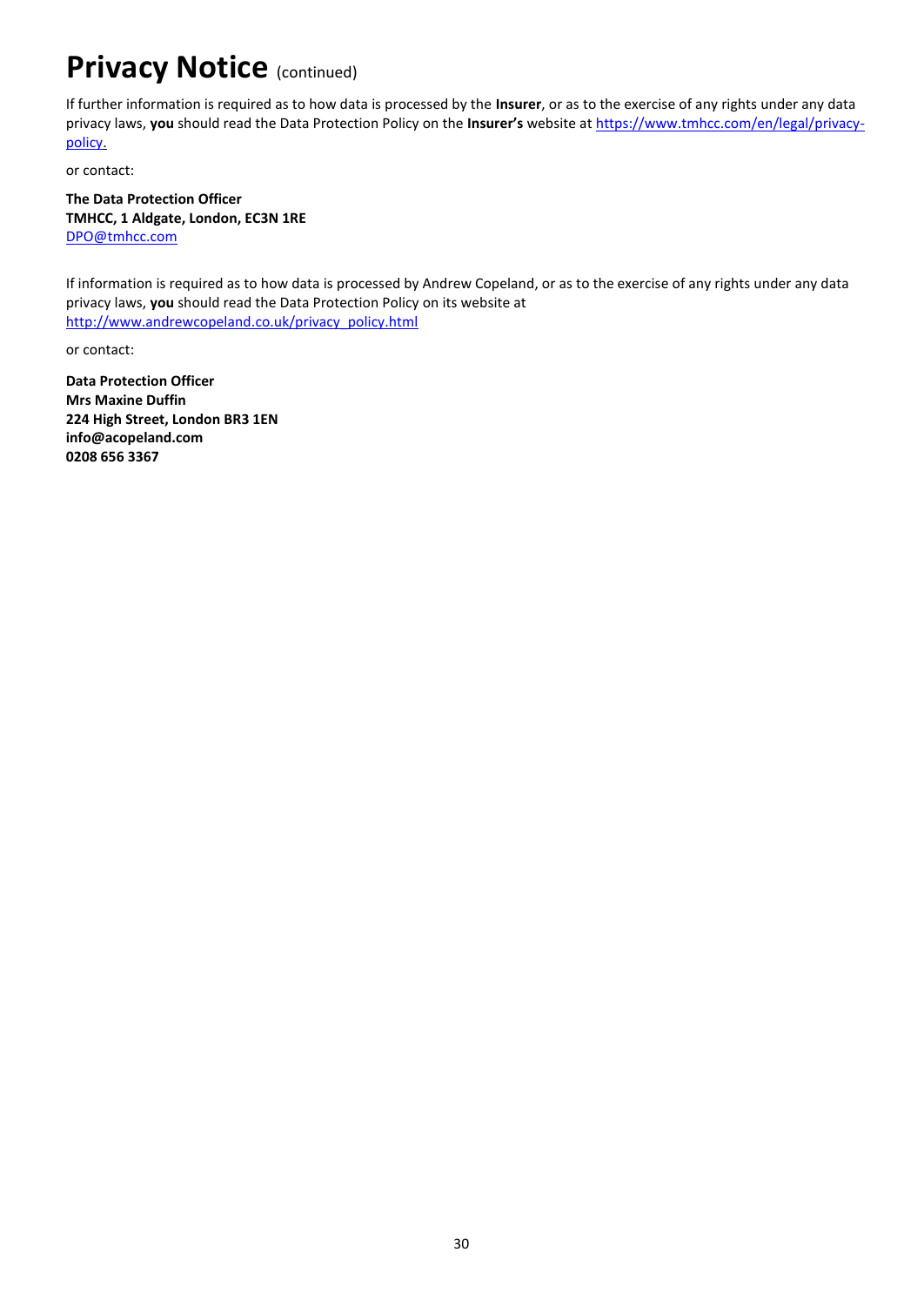# Privacy Notice (continued)

If further information is required as to how data is processed by the **Insurer**, or as to the exercise of any rights under any data privacy laws, **you** should read the Data Protection Policy on the **Insurer's** website at https://www.tmhcc.com/en/legal/privacy-policy.

or contact:

**The Data Protection Officer**
**TMHCC, 1 Aldgate, London, EC3N 1RE**
DPO@tmhcc.com

If information is required as to how data is processed by Andrew Copeland, or as to the exercise of any rights under any data privacy laws, **you** should read the Data Protection Policy on its website at http://www.andrewcopeland.co.uk/privacy_policy.html

or contact:

**Data Protection Officer**
**Mrs Maxine Duffin**
**224 High Street, London BR3 1EN**
**info@acopeland.com**
**0208 656 3367**